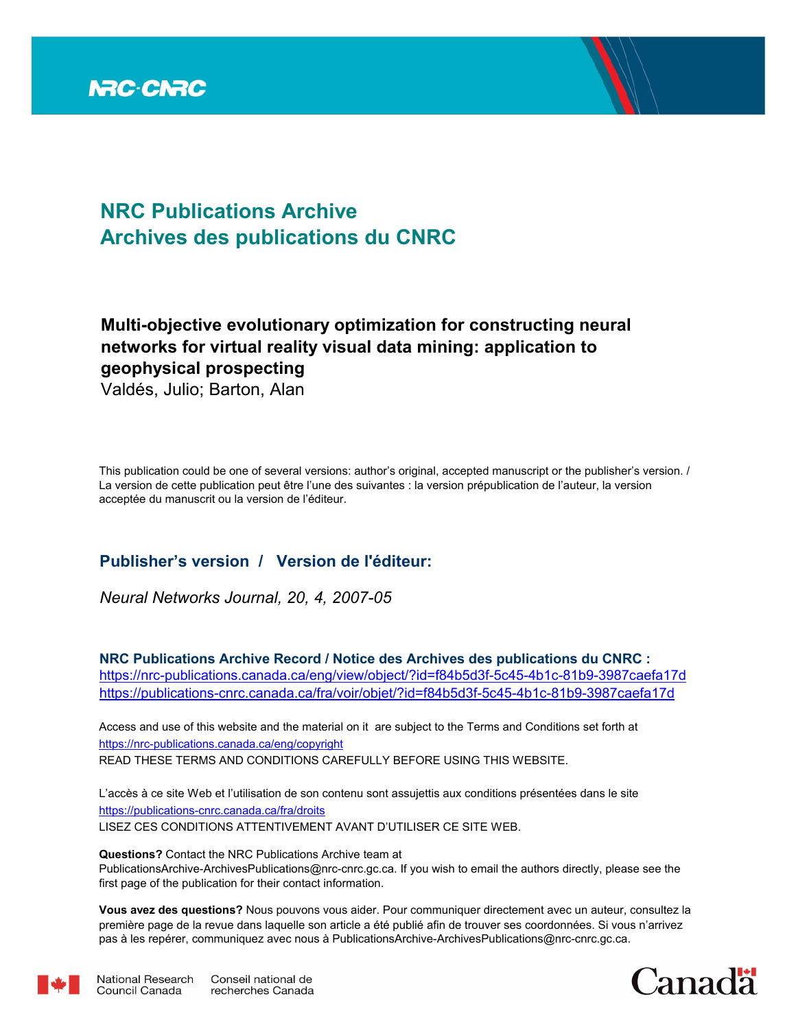NRC-CNRC

# NRC Publications Archive
# Archives des publications du CNRC

## Multi-objective evolutionary optimization for constructing neural networks for virtual reality visual data mining: application to geophysical prospecting

Valdés, Julio; Barton, Alan

This publication could be one of several versions: author's original, accepted manuscript or the publisher's version. / La version de cette publication peut être l'une des suivantes : la version prépublication de l'auteur, la version acceptée du manuscrit ou la version de l'éditeur.

### Publisher's version / Version de l'éditeur:

*Neural Networks Journal, 20, 4, 2007-05*

**NRC Publications Archive Record / Notice des Archives des publications du CNRC :**
https://nrc-publications.canada.ca/eng/view/object/?id=f84b5d3f-5c45-4b1c-81b9-3987caefa17d
https://publications-cnrc.canada.ca/fra/voir/objet/?id=f84b5d3f-5c45-4b1c-81b9-3987caefa17d

Access and use of this website and the material on it are subject to the Terms and Conditions set forth at
https://nrc-publications.canada.ca/eng/copyright
READ THESE TERMS AND CONDITIONS CAREFULLY BEFORE USING THIS WEBSITE.

L'accès à ce site Web et l'utilisation de son contenu sont assujettis aux conditions présentées dans le site
https://publications-cnrc.canada.ca/fra/droits
LISEZ CES CONDITIONS ATTENTIVEMENT AVANT D'UTILISER CE SITE WEB.

**Questions?** Contact the NRC Publications Archive team at
PublicationsArchive-ArchivesPublications@nrc-cnrc.gc.ca. If you wish to email the authors directly, please see the first page of the publication for their contact information.

**Vous avez des questions?** Nous pouvons vous aider. Pour communiquer directement avec un auteur, consultez la première page de la revue dans laquelle son article a été publié afin de trouver ses coordonnées. Si vous n'arrivez pas à les repérer, communiquez avec nous à PublicationsArchive-ArchivesPublications@nrc-cnrc.gc.ca.

National Research Council Canada | Conseil national de recherches Canada

Canada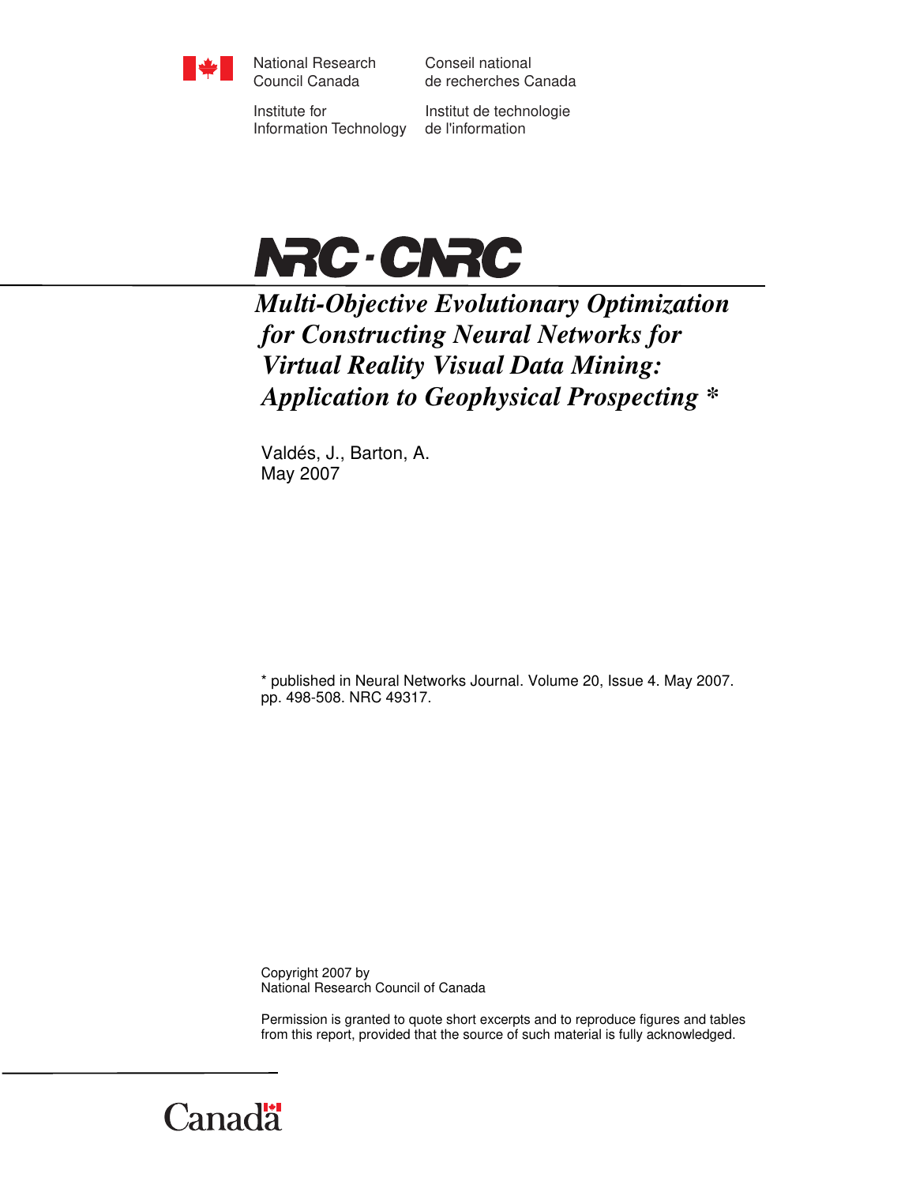National Research Council Canada

Conseil national de recherches Canada

Institute for Information Technology

Institut de technologie de l'information

NRC · CNRC

# *Multi-Objective Evolutionary Optimization for Constructing Neural Networks for Virtual Reality Visual Data Mining: Application to Geophysical Prospecting **

Valdés, J., Barton, A.
May 2007

* published in Neural Networks Journal. Volume 20, Issue 4. May 2007. pp. 498-508. NRC 49317.

Copyright 2007 by
National Research Council of Canada

Permission is granted to quote short excerpts and to reproduce figures and tables from this report, provided that the source of such material is fully acknowledged.

Canada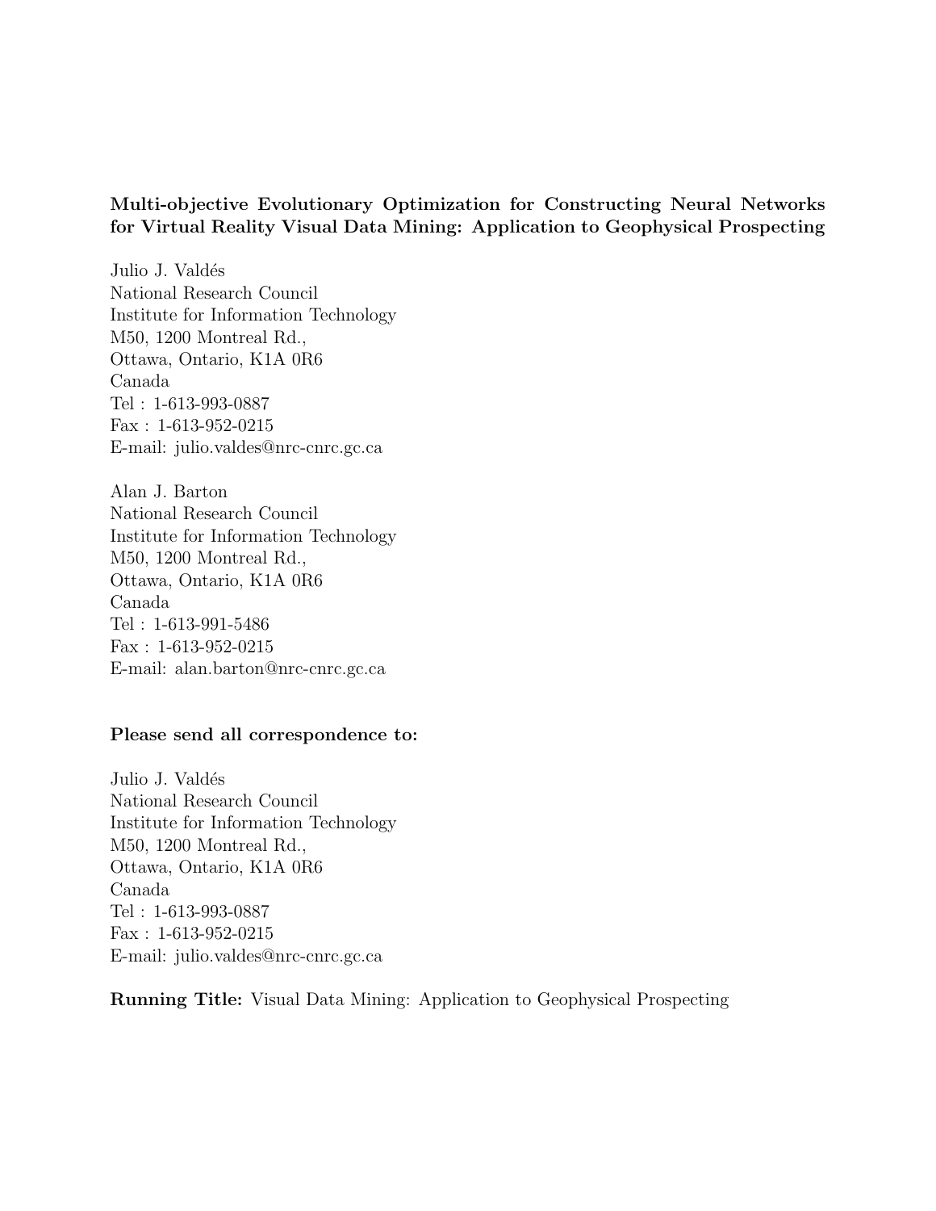**Multi-objective Evolutionary Optimization for Constructing Neural Networks for Virtual Reality Visual Data Mining: Application to Geophysical Prospecting**

Julio J. Valdés  
National Research Council  
Institute for Information Technology  
M50, 1200 Montreal Rd.,  
Ottawa, Ontario, K1A 0R6  
Canada  
Tel : 1-613-993-0887  
Fax : 1-613-952-0215  
E-mail: julio.valdes@nrc-cnrc.gc.ca

Alan J. Barton  
National Research Council  
Institute for Information Technology  
M50, 1200 Montreal Rd.,  
Ottawa, Ontario, K1A 0R6  
Canada  
Tel : 1-613-991-5486  
Fax : 1-613-952-0215  
E-mail: alan.barton@nrc-cnrc.gc.ca

**Please send all correspondence to:**

Julio J. Valdés  
National Research Council  
Institute for Information Technology  
M50, 1200 Montreal Rd.,  
Ottawa, Ontario, K1A 0R6  
Canada  
Tel : 1-613-993-0887  
Fax : 1-613-952-0215  
E-mail: julio.valdes@nrc-cnrc.gc.ca

**Running Title:** Visual Data Mining: Application to Geophysical Prospecting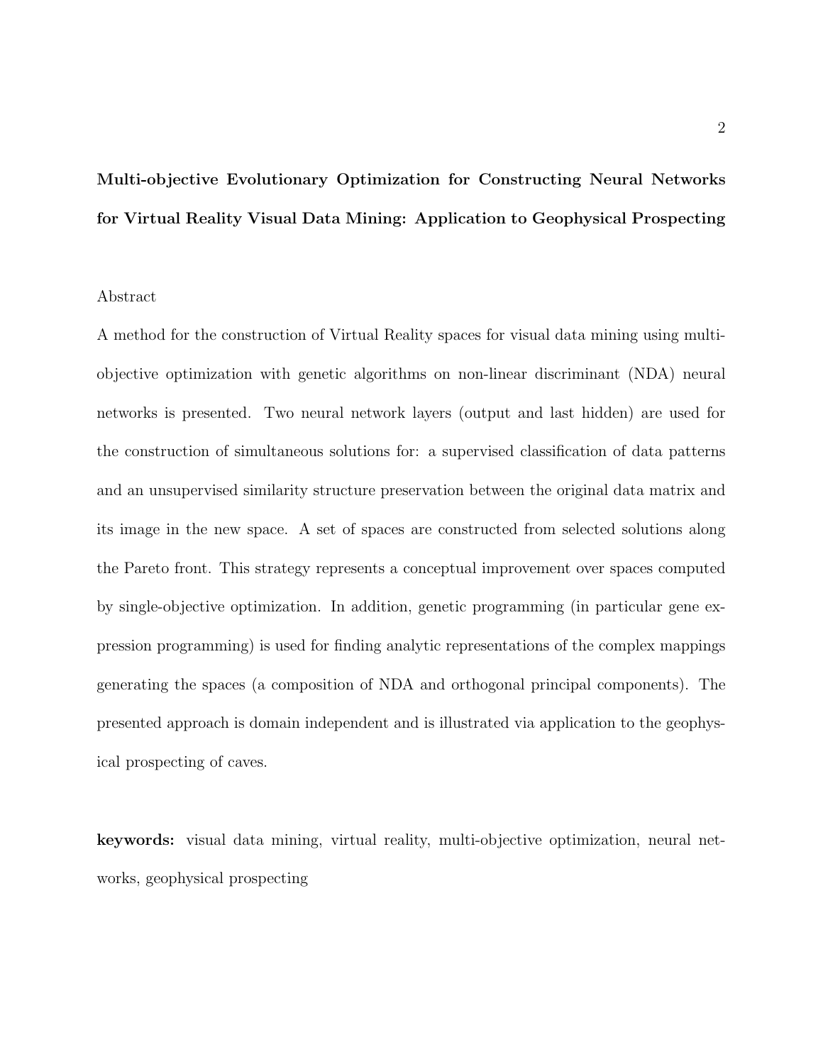**Multi-objective Evolutionary Optimization for Constructing Neural Networks for Virtual Reality Visual Data Mining: Application to Geophysical Prospecting**

Abstract

A method for the construction of Virtual Reality spaces for visual data mining using multi-objective optimization with genetic algorithms on non-linear discriminant (NDA) neural networks is presented. Two neural network layers (output and last hidden) are used for the construction of simultaneous solutions for: a supervised classification of data patterns and an unsupervised similarity structure preservation between the original data matrix and its image in the new space. A set of spaces are constructed from selected solutions along the Pareto front. This strategy represents a conceptual improvement over spaces computed by single-objective optimization. In addition, genetic programming (in particular gene expression programming) is used for finding analytic representations of the complex mappings generating the spaces (a composition of NDA and orthogonal principal components). The presented approach is domain independent and is illustrated via application to the geophysical prospecting of caves.

**keywords:** visual data mining, virtual reality, multi-objective optimization, neural networks, geophysical prospecting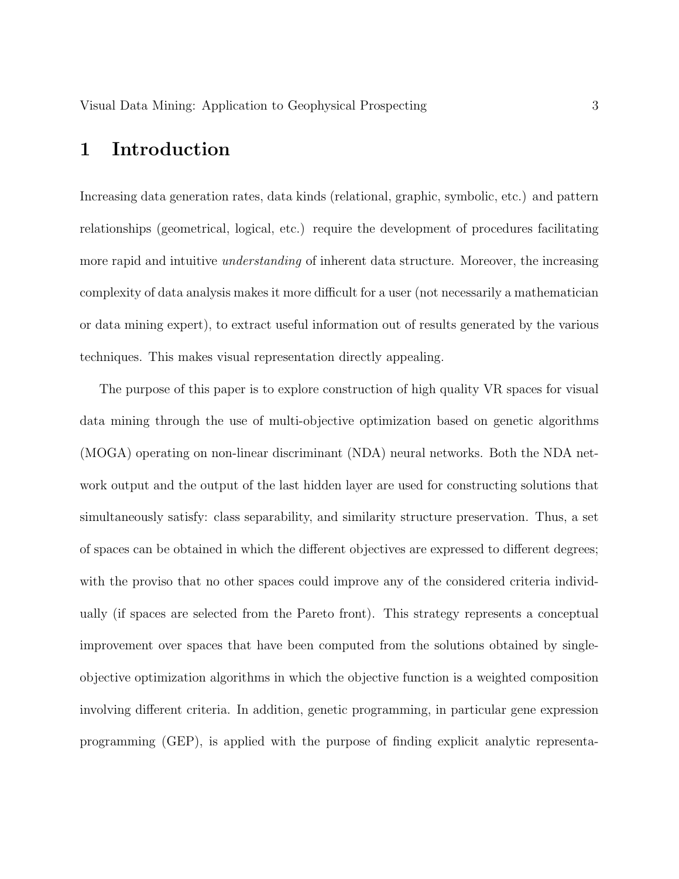# 1 Introduction

Increasing data generation rates, data kinds (relational, graphic, symbolic, etc.) and pattern relationships (geometrical, logical, etc.) require the development of procedures facilitating more rapid and intuitive *understanding* of inherent data structure. Moreover, the increasing complexity of data analysis makes it more difficult for a user (not necessarily a mathematician or data mining expert), to extract useful information out of results generated by the various techniques. This makes visual representation directly appealing.

The purpose of this paper is to explore construction of high quality VR spaces for visual data mining through the use of multi-objective optimization based on genetic algorithms (MOGA) operating on non-linear discriminant (NDA) neural networks. Both the NDA network output and the output of the last hidden layer are used for constructing solutions that simultaneously satisfy: class separability, and similarity structure preservation. Thus, a set of spaces can be obtained in which the different objectives are expressed to different degrees; with the proviso that no other spaces could improve any of the considered criteria individually (if spaces are selected from the Pareto front). This strategy represents a conceptual improvement over spaces that have been computed from the solutions obtained by single-objective optimization algorithms in which the objective function is a weighted composition involving different criteria. In addition, genetic programming, in particular gene expression programming (GEP), is applied with the purpose of finding explicit analytic representa-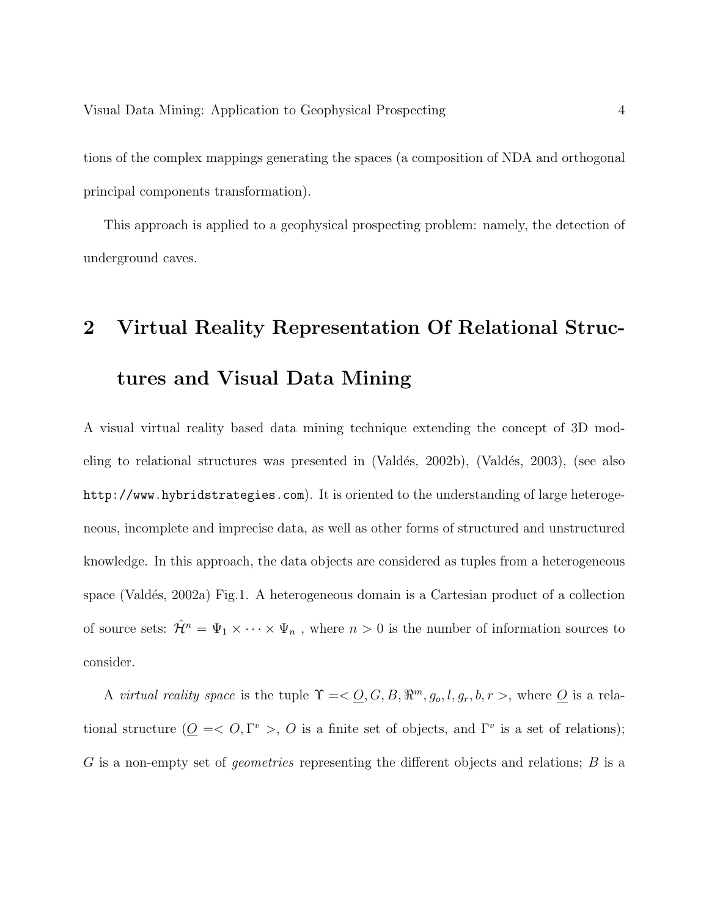tions of the complex mappings generating the spaces (a composition of NDA and orthogonal principal components transformation).

This approach is applied to a geophysical prospecting problem: namely, the detection of underground caves.

## 2 Virtual Reality Representation Of Relational Structures and Visual Data Mining

A visual virtual reality based data mining technique extending the concept of 3D modeling to relational structures was presented in (Valdés, 2002b), (Valdés, 2003), (see also `http://www.hybridstrategies.com`). It is oriented to the understanding of large heterogeneous, incomplete and imprecise data, as well as other forms of structured and unstructured knowledge. In this approach, the data objects are considered as tuples from a heterogeneous space (Valdés, 2002a) Fig.1. A heterogeneous domain is a Cartesian product of a collection of source sets: $\hat{\mathcal{H}}^n = \Psi_1 \times \cdots \times \Psi_n$ , where $n > 0$ is the number of information sources to consider.

A *virtual reality space* is the tuple $\Upsilon =< \underline{O}, G, B, \Re^m, g_o, l, g_r, b, r >$, where $\underline{O}$ is a relational structure ($\underline{O} =< O, \Gamma^v >$, $O$ is a finite set of objects, and $\Gamma^v$ is a set of relations); $G$ is a non-empty set of *geometries* representing the different objects and relations; $B$ is a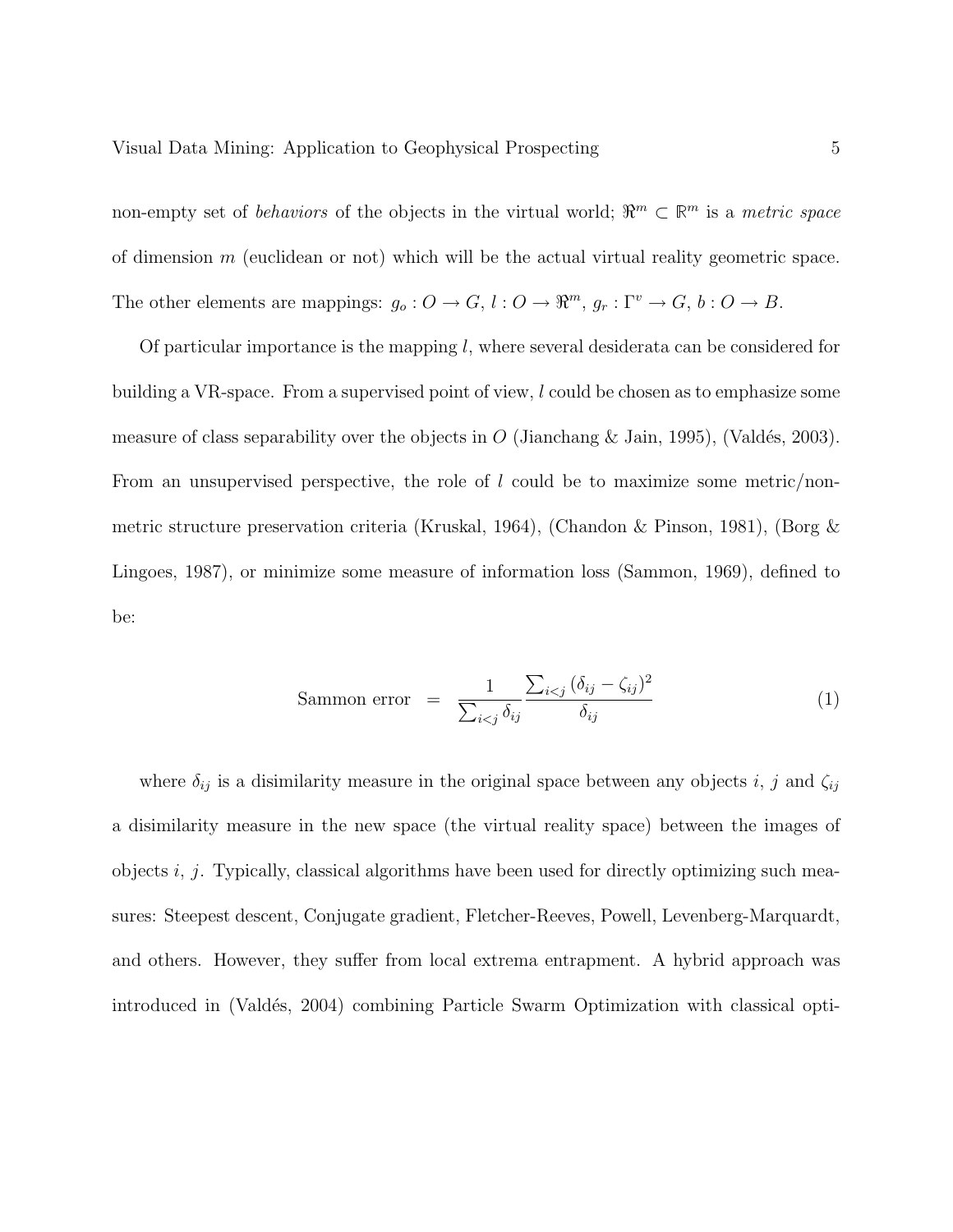non-empty set of *behaviors* of the objects in the virtual world; $\Re^m \subset \mathbb{R}^m$ is a *metric space* of dimension $m$ (euclidean or not) which will be the actual virtual reality geometric space. The other elements are mappings: $g_o : O \rightarrow G$, $l : O \rightarrow \Re^m$, $g_r : \Gamma^v \rightarrow G$, $b : O \rightarrow B$.

Of particular importance is the mapping $l$, where several desiderata can be considered for building a VR-space. From a supervised point of view, $l$ could be chosen as to emphasize some measure of class separability over the objects in $O$ (Jianchang & Jain, 1995), (Valdés, 2003). From an unsupervised perspective, the role of $l$ could be to maximize some metric/non-metric structure preservation criteria (Kruskal, 1964), (Chandon & Pinson, 1981), (Borg & Lingoes, 1987), or minimize some measure of information loss (Sammon, 1969), defined to be:

$$\text{Sammon error} \quad = \quad \frac{1}{\sum_{i<j} \delta_{ij}} \frac{\sum_{i<j} (\delta_{ij} - \zeta_{ij})^2}{\delta_{ij}} \tag{1}$$

where $\delta_{ij}$ is a disimilarity measure in the original space between any objects $i$, $j$ and $\zeta_{ij}$ a disimilarity measure in the new space (the virtual reality space) between the images of objects $i$, $j$. Typically, classical algorithms have been used for directly optimizing such measures: Steepest descent, Conjugate gradient, Fletcher-Reeves, Powell, Levenberg-Marquardt, and others. However, they suffer from local extrema entrapment. A hybrid approach was introduced in (Valdés, 2004) combining Particle Swarm Optimization with classical opti-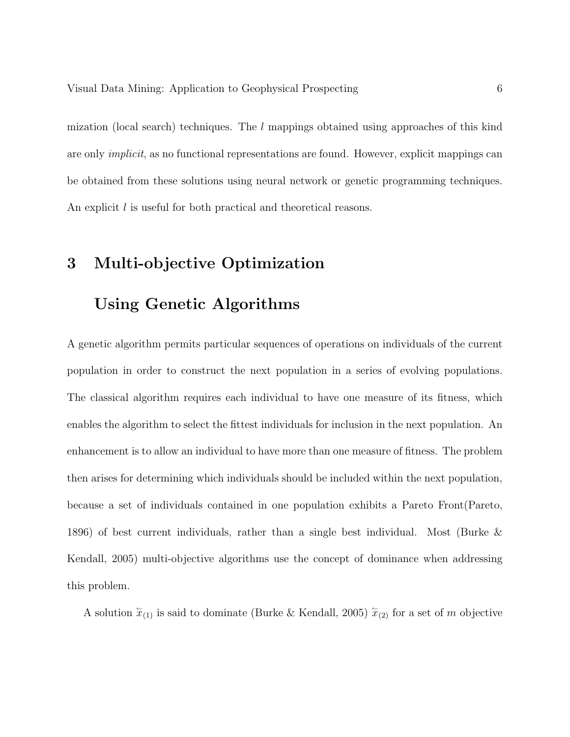mization (local search) techniques. The $l$ mappings obtained using approaches of this kind are only *implicit*, as no functional representations are found. However, explicit mappings can be obtained from these solutions using neural network or genetic programming techniques. An explicit $l$ is useful for both practical and theoretical reasons.

## 3 Multi-objective Optimization Using Genetic Algorithms

A genetic algorithm permits particular sequences of operations on individuals of the current population in order to construct the next population in a series of evolving populations. The classical algorithm requires each individual to have one measure of its fitness, which enables the algorithm to select the fittest individuals for inclusion in the next population. An enhancement is to allow an individual to have more than one measure of fitness. The problem then arises for determining which individuals should be included within the next population, because a set of individuals contained in one population exhibits a Pareto Front(Pareto, 1896) of best current individuals, rather than a single best individual. Most (Burke & Kendall, 2005) multi-objective algorithms use the concept of dominance when addressing this problem.

A solution $\overleftarrow{x}_{(1)}$ is said to dominate (Burke & Kendall, 2005) $\overleftarrow{x}_{(2)}$ for a set of $m$ objective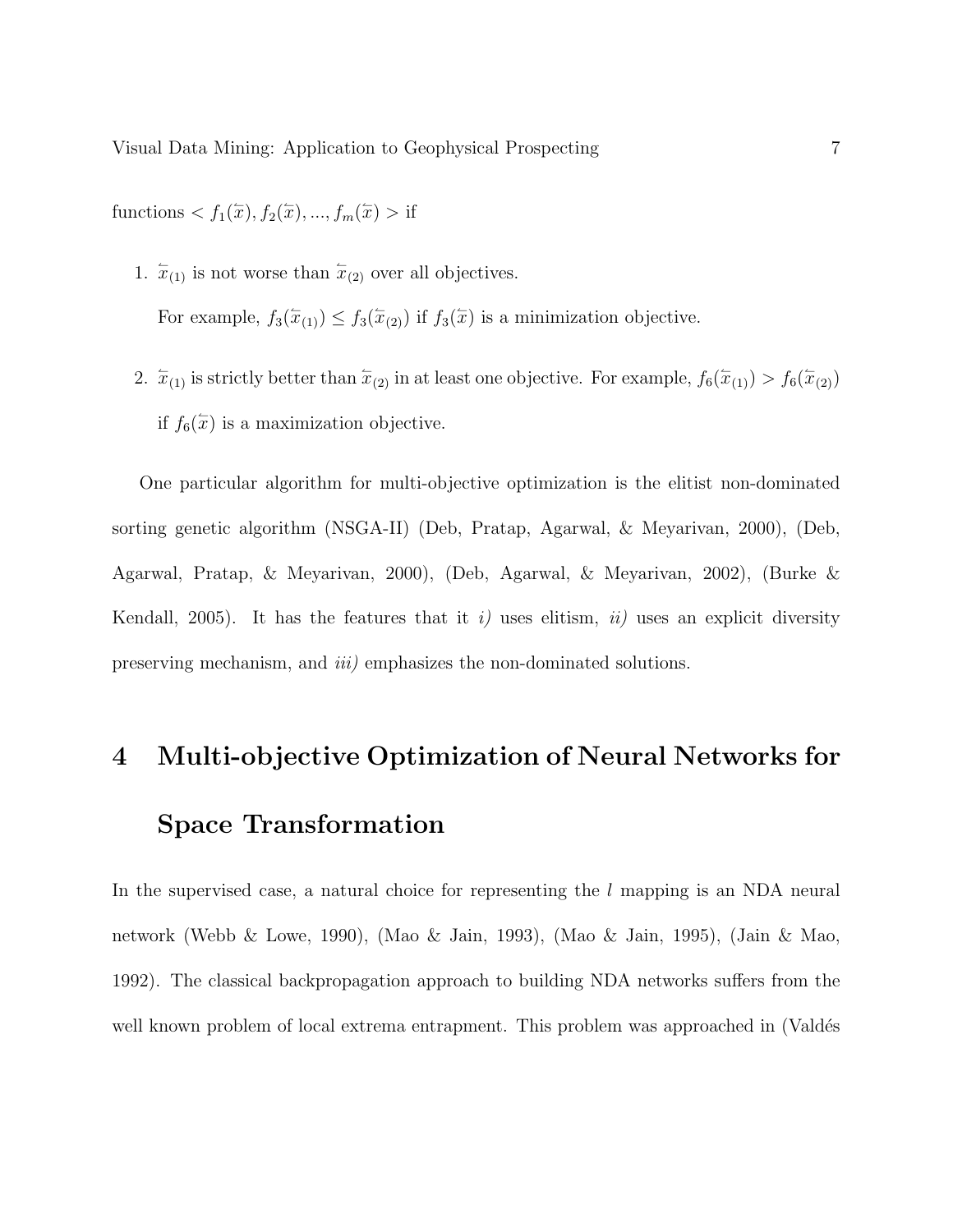functions $< f_1(\overleftarrow{x}), f_2(\overleftarrow{x}), ..., f_m(\overleftarrow{x}) >$ if

1. $\overleftarrow{x}_{(1)}$ is not worse than $\overleftarrow{x}_{(2)}$ over all objectives.

   For example, $f_3(\overleftarrow{x}_{(1)}) \leq f_3(\overleftarrow{x}_{(2)})$ if $f_3(\overleftarrow{x})$ is a minimization objective.

2. $\overleftarrow{x}_{(1)}$ is strictly better than $\overleftarrow{x}_{(2)}$ in at least one objective. For example, $f_6(\overleftarrow{x}_{(1)}) > f_6(\overleftarrow{x}_{(2)})$ if $f_6(\overleftarrow{x})$ is a maximization objective.

One particular algorithm for multi-objective optimization is the elitist non-dominated sorting genetic algorithm (NSGA-II) (Deb, Pratap, Agarwal, & Meyarivan, 2000), (Deb, Agarwal, Pratap, & Meyarivan, 2000), (Deb, Agarwal, & Meyarivan, 2002), (Burke & Kendall, 2005). It has the features that it *i)* uses elitism, *ii)* uses an explicit diversity preserving mechanism, and *iii)* emphasizes the non-dominated solutions.

# 4 Multi-objective Optimization of Neural Networks for Space Transformation

In the supervised case, a natural choice for representing the $l$ mapping is an NDA neural network (Webb & Lowe, 1990), (Mao & Jain, 1993), (Mao & Jain, 1995), (Jain & Mao, 1992). The classical backpropagation approach to building NDA networks suffers from the well known problem of local extrema entrapment. This problem was approached in (Valdés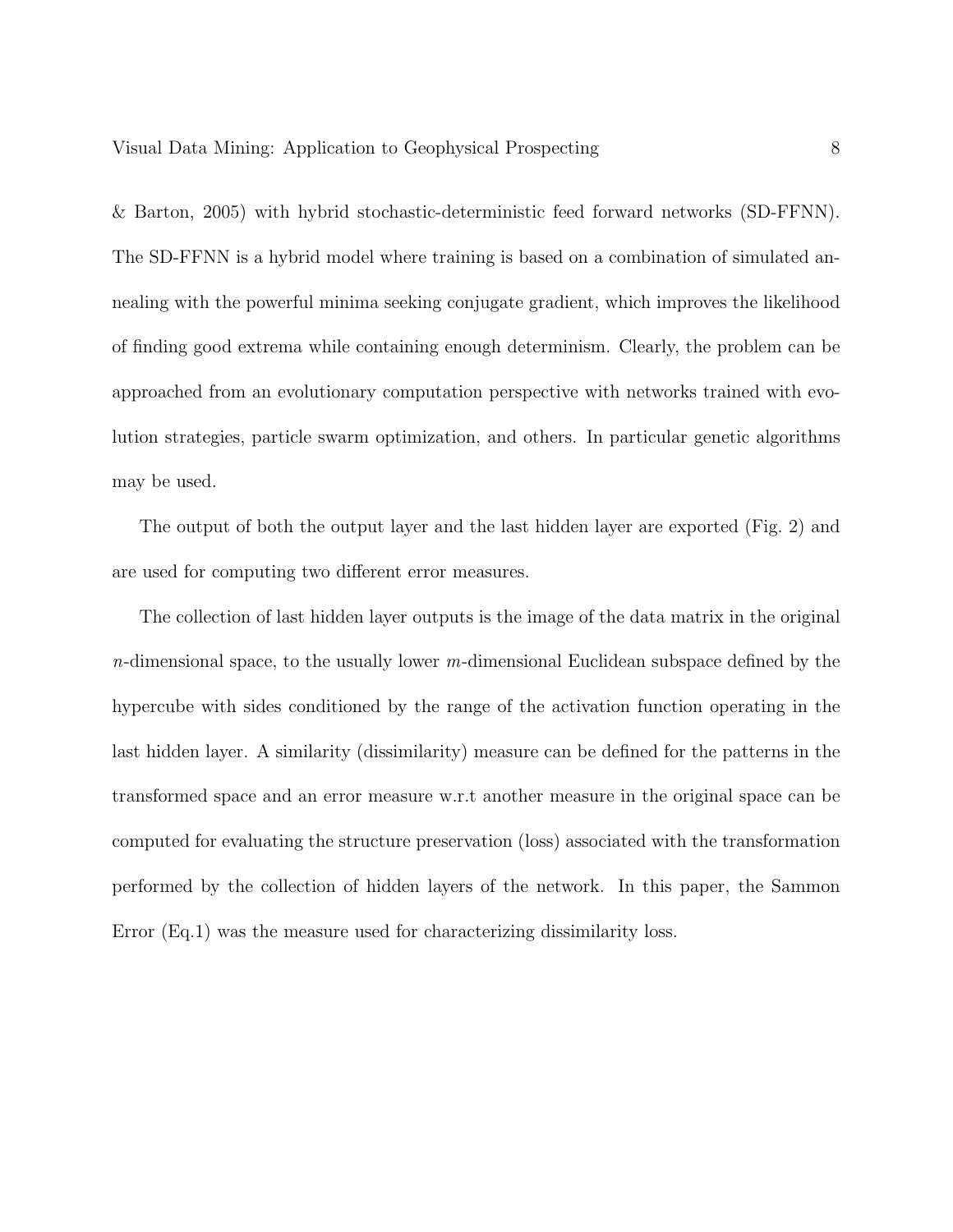& Barton, 2005) with hybrid stochastic-deterministic feed forward networks (SD-FFNN). The SD-FFNN is a hybrid model where training is based on a combination of simulated annealing with the powerful minima seeking conjugate gradient, which improves the likelihood of finding good extrema while containing enough determinism. Clearly, the problem can be approached from an evolutionary computation perspective with networks trained with evolution strategies, particle swarm optimization, and others. In particular genetic algorithms may be used.

The output of both the output layer and the last hidden layer are exported (Fig. 2) and are used for computing two different error measures.

The collection of last hidden layer outputs is the image of the data matrix in the original $n$-dimensional space, to the usually lower $m$-dimensional Euclidean subspace defined by the hypercube with sides conditioned by the range of the activation function operating in the last hidden layer. A similarity (dissimilarity) measure can be defined for the patterns in the transformed space and an error measure w.r.t another measure in the original space can be computed for evaluating the structure preservation (loss) associated with the transformation performed by the collection of hidden layers of the network. In this paper, the Sammon Error (Eq.1) was the measure used for characterizing dissimilarity loss.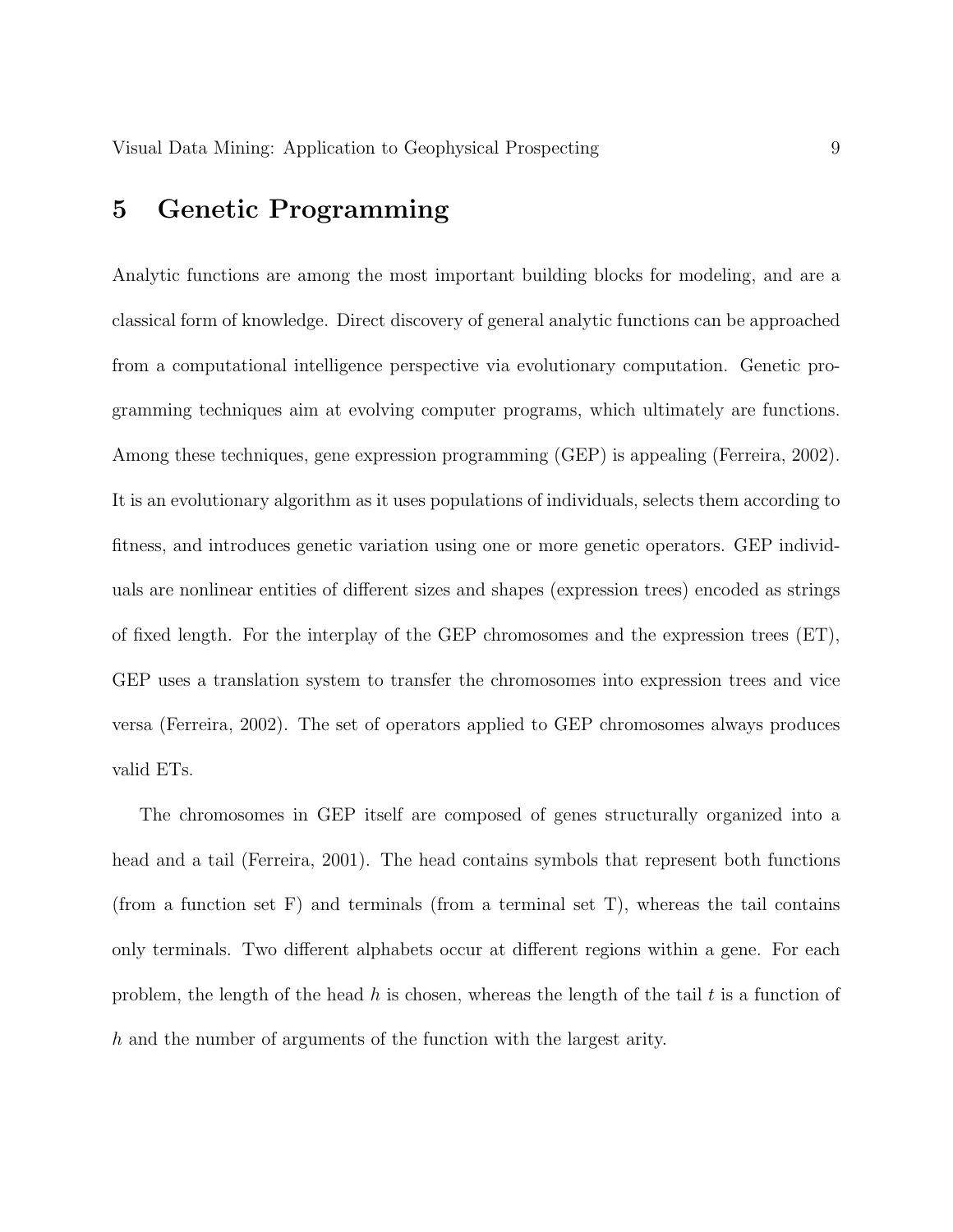## 5 Genetic Programming

Analytic functions are among the most important building blocks for modeling, and are a classical form of knowledge. Direct discovery of general analytic functions can be approached from a computational intelligence perspective via evolutionary computation. Genetic programming techniques aim at evolving computer programs, which ultimately are functions. Among these techniques, gene expression programming (GEP) is appealing (Ferreira, 2002). It is an evolutionary algorithm as it uses populations of individuals, selects them according to fitness, and introduces genetic variation using one or more genetic operators. GEP individuals are nonlinear entities of different sizes and shapes (expression trees) encoded as strings of fixed length. For the interplay of the GEP chromosomes and the expression trees (ET), GEP uses a translation system to transfer the chromosomes into expression trees and vice versa (Ferreira, 2002). The set of operators applied to GEP chromosomes always produces valid ETs.

The chromosomes in GEP itself are composed of genes structurally organized into a head and a tail (Ferreira, 2001). The head contains symbols that represent both functions (from a function set F) and terminals (from a terminal set T), whereas the tail contains only terminals. Two different alphabets occur at different regions within a gene. For each problem, the length of the head $h$ is chosen, whereas the length of the tail $t$ is a function of $h$ and the number of arguments of the function with the largest arity.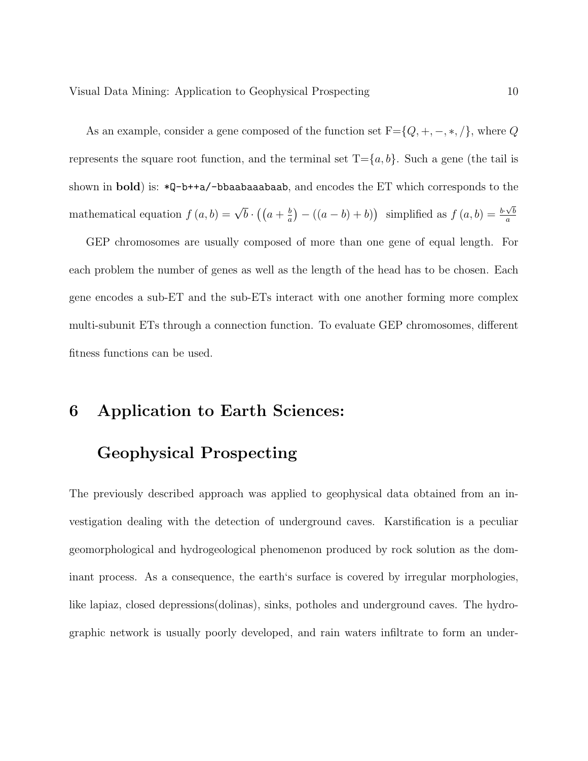As an example, consider a gene composed of the function set F=$\{Q, +, -, *, /\}$, where $Q$ represents the square root function, and the terminal set T=$\{a, b\}$. Such a gene (the tail is shown in **bold**) is: `*Q-b++a/-bbaabaaabaab`, and encodes the ET which corresponds to the mathematical equation $f(a,b) = \sqrt{b} \cdot \left(\left(a + \frac{b}{a}\right) - ((a-b)+b)\right)$ simplified as $f(a,b) = \frac{b \cdot \sqrt{b}}{a}$

GEP chromosomes are usually composed of more than one gene of equal length. For each problem the number of genes as well as the length of the head has to be chosen. Each gene encodes a sub-ET and the sub-ETs interact with one another forming more complex multi-subunit ETs through a connection function. To evaluate GEP chromosomes, different fitness functions can be used.

# 6 Application to Earth Sciences: Geophysical Prospecting

The previously described approach was applied to geophysical data obtained from an investigation dealing with the detection of underground caves. Karstification is a peculiar geomorphological and hydrogeological phenomenon produced by rock solution as the dominant process. As a consequence, the earth‘s surface is covered by irregular morphologies, like lapiaz, closed depressions(dolinas), sinks, potholes and underground caves. The hydrographic network is usually poorly developed, and rain waters infiltrate to form an under-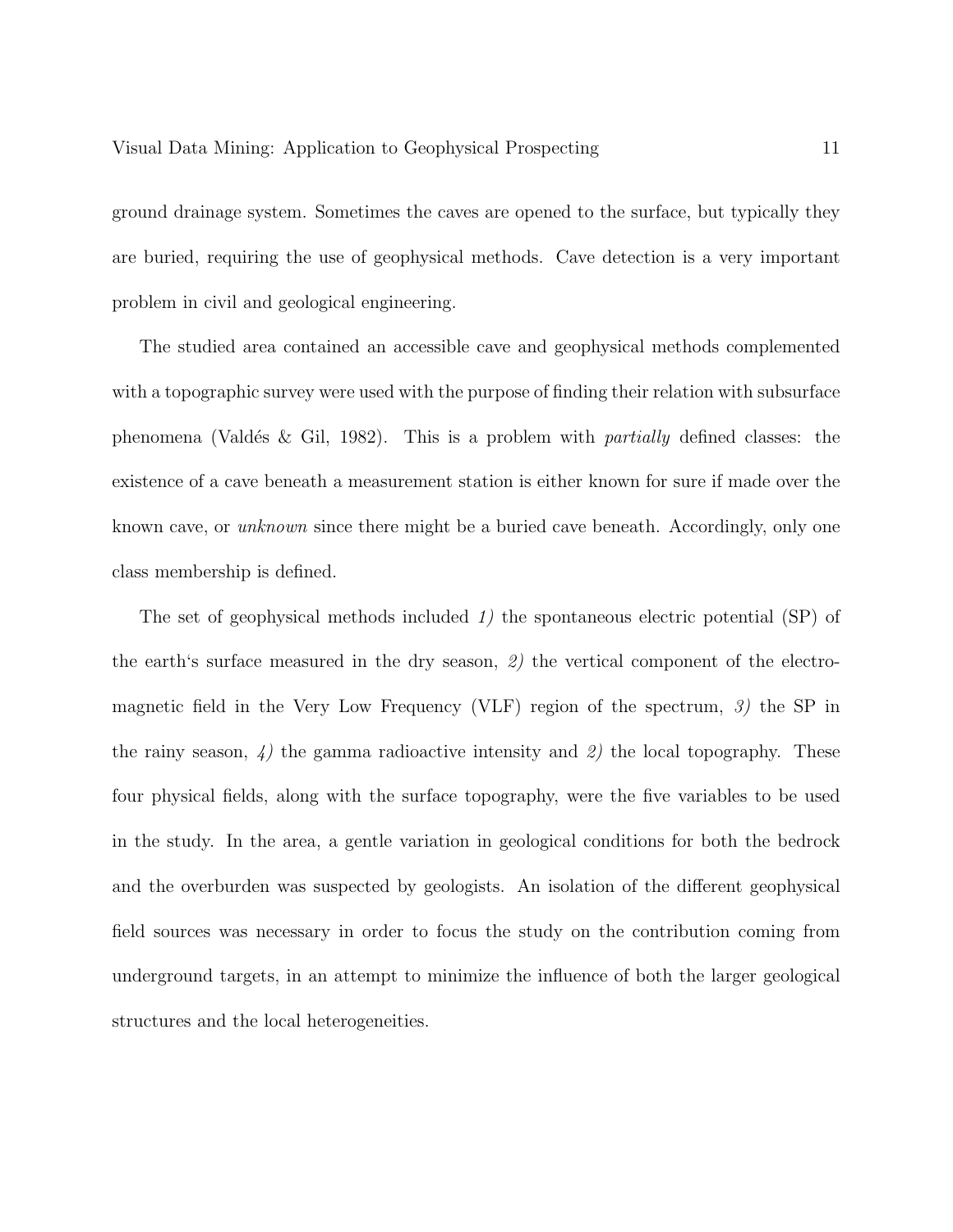ground drainage system. Sometimes the caves are opened to the surface, but typically they are buried, requiring the use of geophysical methods. Cave detection is a very important problem in civil and geological engineering.

The studied area contained an accessible cave and geophysical methods complemented with a topographic survey were used with the purpose of finding their relation with subsurface phenomena (Valdés & Gil, 1982). This is a problem with *partially* defined classes: the existence of a cave beneath a measurement station is either known for sure if made over the known cave, or *unknown* since there might be a buried cave beneath. Accordingly, only one class membership is defined.

The set of geophysical methods included *1)* the spontaneous electric potential (SP) of the earth's surface measured in the dry season, *2)* the vertical component of the electromagnetic field in the Very Low Frequency (VLF) region of the spectrum, *3)* the SP in the rainy season, *4)* the gamma radioactive intensity and *2)* the local topography. These four physical fields, along with the surface topography, were the five variables to be used in the study. In the area, a gentle variation in geological conditions for both the bedrock and the overburden was suspected by geologists. An isolation of the different geophysical field sources was necessary in order to focus the study on the contribution coming from underground targets, in an attempt to minimize the influence of both the larger geological structures and the local heterogeneities.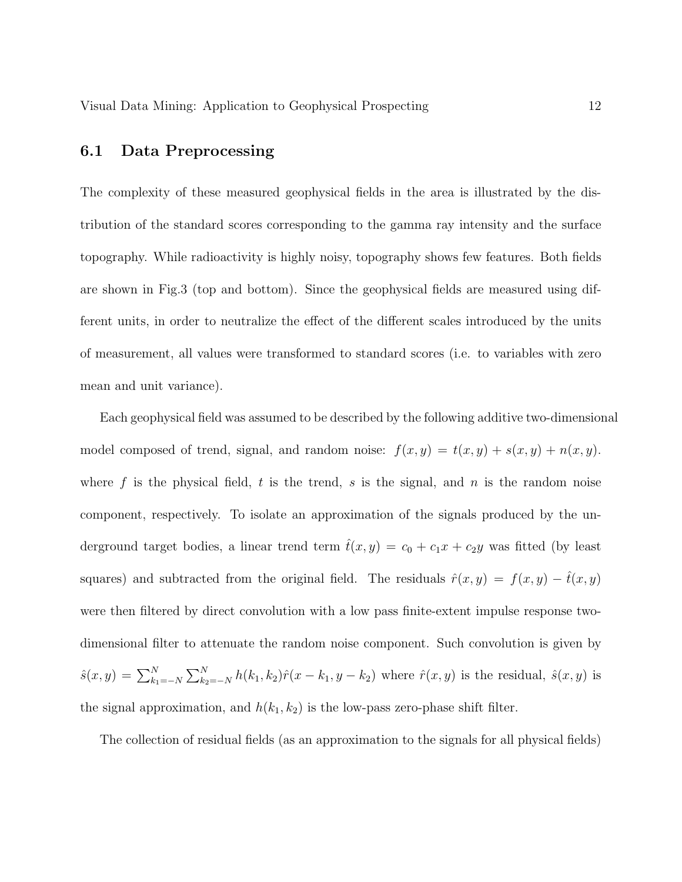### 6.1 Data Preprocessing

The complexity of these measured geophysical fields in the area is illustrated by the distribution of the standard scores corresponding to the gamma ray intensity and the surface topography. While radioactivity is highly noisy, topography shows few features. Both fields are shown in Fig.3 (top and bottom). Since the geophysical fields are measured using different units, in order to neutralize the effect of the different scales introduced by the units of measurement, all values were transformed to standard scores (i.e. to variables with zero mean and unit variance).

Each geophysical field was assumed to be described by the following additive two-dimensional model composed of trend, signal, and random noise: $f(x, y) = t(x, y) + s(x, y) + n(x, y)$. where $f$ is the physical field, $t$ is the trend, $s$ is the signal, and $n$ is the random noise component, respectively. To isolate an approximation of the signals produced by the underground target bodies, a linear trend term $\hat{t}(x, y) = c_0 + c_1 x + c_2 y$ was fitted (by least squares) and subtracted from the original field. The residuals $\hat{r}(x, y) = f(x, y) - \hat{t}(x, y)$ were then filtered by direct convolution with a low pass finite-extent impulse response two-dimensional filter to attenuate the random noise component. Such convolution is given by $\hat{s}(x, y) = \sum_{k_1=-N}^{N} \sum_{k_2=-N}^{N} h(k_1, k_2) \hat{r}(x - k_1, y - k_2)$ where $\hat{r}(x, y)$ is the residual, $\hat{s}(x, y)$ is the signal approximation, and $h(k_1, k_2)$ is the low-pass zero-phase shift filter.

The collection of residual fields (as an approximation to the signals for all physical fields)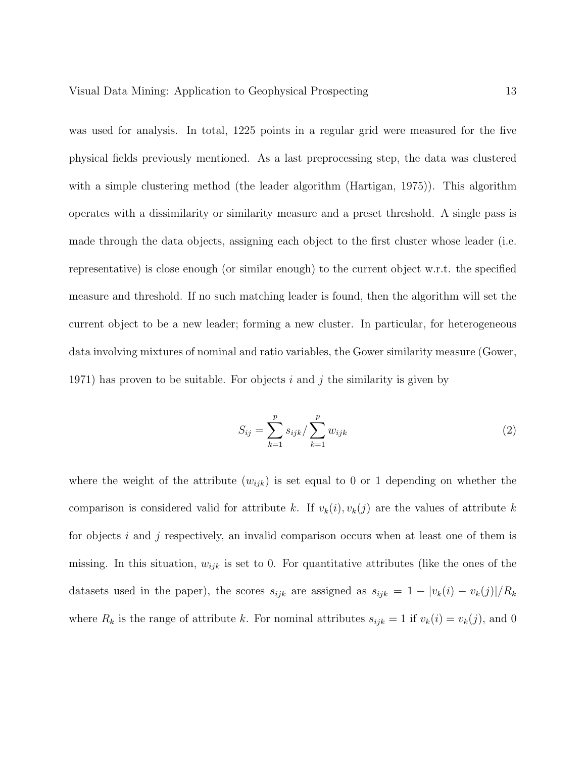was used for analysis. In total, 1225 points in a regular grid were measured for the five physical fields previously mentioned. As a last preprocessing step, the data was clustered with a simple clustering method (the leader algorithm (Hartigan, 1975)). This algorithm operates with a dissimilarity or similarity measure and a preset threshold. A single pass is made through the data objects, assigning each object to the first cluster whose leader (i.e. representative) is close enough (or similar enough) to the current object w.r.t. the specified measure and threshold. If no such matching leader is found, then the algorithm will set the current object to be a new leader; forming a new cluster. In particular, for heterogeneous data involving mixtures of nominal and ratio variables, the Gower similarity measure (Gower, 1971) has proven to be suitable. For objects $i$ and $j$ the similarity is given by

$$S_{ij} = \sum_{k=1}^{p} s_{ijk} / \sum_{k=1}^{p} w_{ijk} \tag{2}$$

where the weight of the attribute ($w_{ijk}$) is set equal to 0 or 1 depending on whether the comparison is considered valid for attribute $k$. If $v_k(i), v_k(j)$ are the values of attribute $k$ for objects $i$ and $j$ respectively, an invalid comparison occurs when at least one of them is missing. In this situation, $w_{ijk}$ is set to 0. For quantitative attributes (like the ones of the datasets used in the paper), the scores $s_{ijk}$ are assigned as $s_{ijk} = 1 - |v_k(i) - v_k(j)|/R_k$ where $R_k$ is the range of attribute $k$. For nominal attributes $s_{ijk} = 1$ if $v_k(i) = v_k(j)$, and 0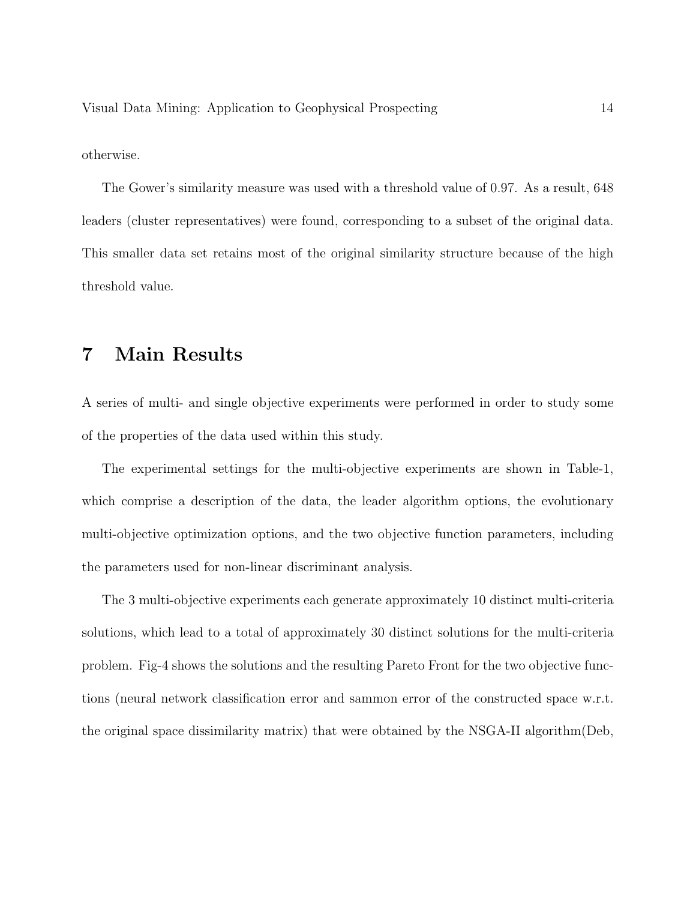otherwise.

The Gower's similarity measure was used with a threshold value of 0.97. As a result, 648 leaders (cluster representatives) were found, corresponding to a subset of the original data. This smaller data set retains most of the original similarity structure because of the high threshold value.

# 7 Main Results

A series of multi- and single objective experiments were performed in order to study some of the properties of the data used within this study.

The experimental settings for the multi-objective experiments are shown in Table-1, which comprise a description of the data, the leader algorithm options, the evolutionary multi-objective optimization options, and the two objective function parameters, including the parameters used for non-linear discriminant analysis.

The 3 multi-objective experiments each generate approximately 10 distinct multi-criteria solutions, which lead to a total of approximately 30 distinct solutions for the multi-criteria problem. Fig-4 shows the solutions and the resulting Pareto Front for the two objective functions (neural network classification error and sammon error of the constructed space w.r.t. the original space dissimilarity matrix) that were obtained by the NSGA-II algorithm(Deb,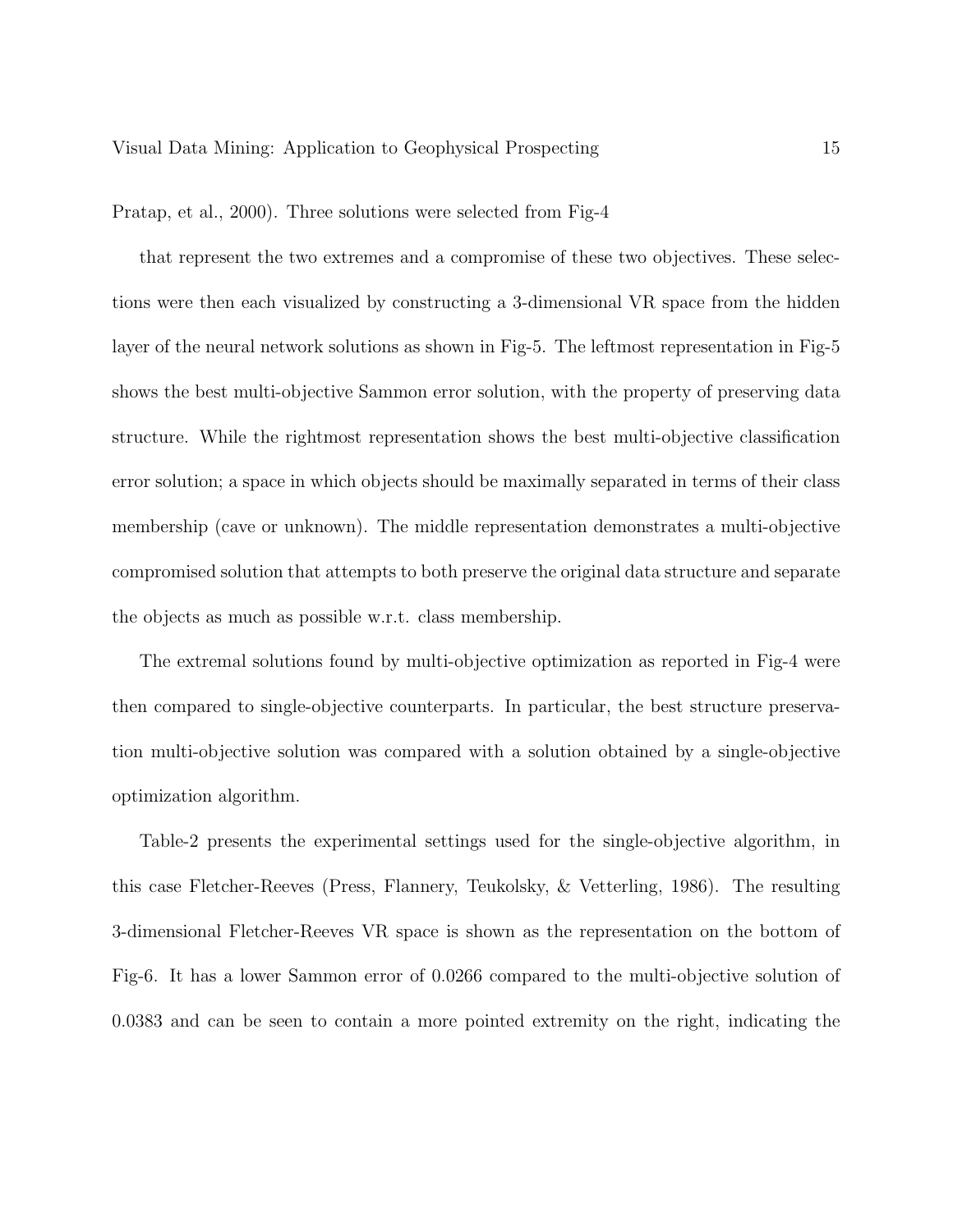Pratap, et al., 2000). Three solutions were selected from Fig-4

that represent the two extremes and a compromise of these two objectives. These selections were then each visualized by constructing a 3-dimensional VR space from the hidden layer of the neural network solutions as shown in Fig-5. The leftmost representation in Fig-5 shows the best multi-objective Sammon error solution, with the property of preserving data structure. While the rightmost representation shows the best multi-objective classification error solution; a space in which objects should be maximally separated in terms of their class membership (cave or unknown). The middle representation demonstrates a multi-objective compromised solution that attempts to both preserve the original data structure and separate the objects as much as possible w.r.t. class membership.

The extremal solutions found by multi-objective optimization as reported in Fig-4 were then compared to single-objective counterparts. In particular, the best structure preservation multi-objective solution was compared with a solution obtained by a single-objective optimization algorithm.

Table-2 presents the experimental settings used for the single-objective algorithm, in this case Fletcher-Reeves (Press, Flannery, Teukolsky, & Vetterling, 1986). The resulting 3-dimensional Fletcher-Reeves VR space is shown as the representation on the bottom of Fig-6. It has a lower Sammon error of 0.0266 compared to the multi-objective solution of 0.0383 and can be seen to contain a more pointed extremity on the right, indicating the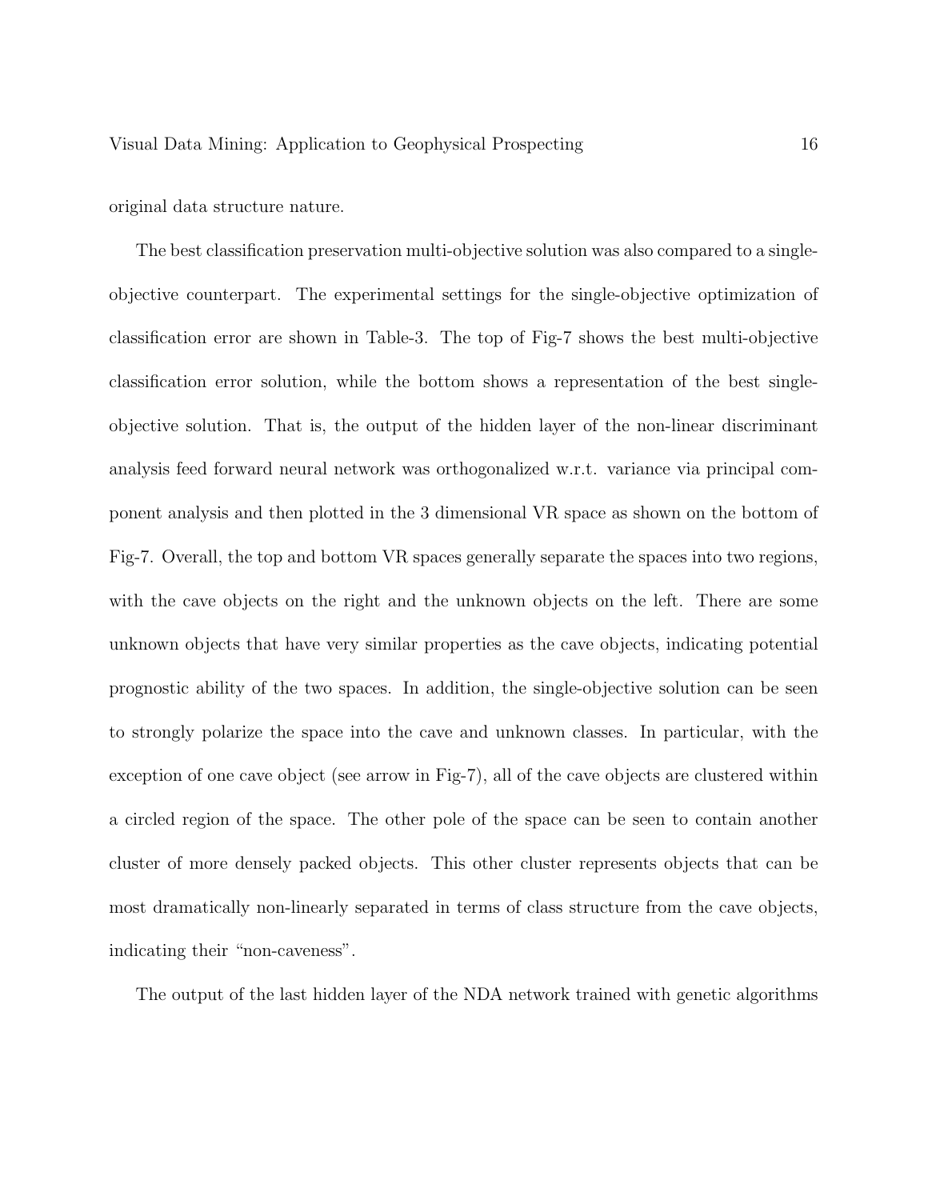original data structure nature.

The best classification preservation multi-objective solution was also compared to a single-objective counterpart. The experimental settings for the single-objective optimization of classification error are shown in Table-3. The top of Fig-7 shows the best multi-objective classification error solution, while the bottom shows a representation of the best single-objective solution. That is, the output of the hidden layer of the non-linear discriminant analysis feed forward neural network was orthogonalized w.r.t. variance via principal component analysis and then plotted in the 3 dimensional VR space as shown on the bottom of Fig-7. Overall, the top and bottom VR spaces generally separate the spaces into two regions, with the cave objects on the right and the unknown objects on the left. There are some unknown objects that have very similar properties as the cave objects, indicating potential prognostic ability of the two spaces. In addition, the single-objective solution can be seen to strongly polarize the space into the cave and unknown classes. In particular, with the exception of one cave object (see arrow in Fig-7), all of the cave objects are clustered within a circled region of the space. The other pole of the space can be seen to contain another cluster of more densely packed objects. This other cluster represents objects that can be most dramatically non-linearly separated in terms of class structure from the cave objects, indicating their "non-caveness".

The output of the last hidden layer of the NDA network trained with genetic algorithms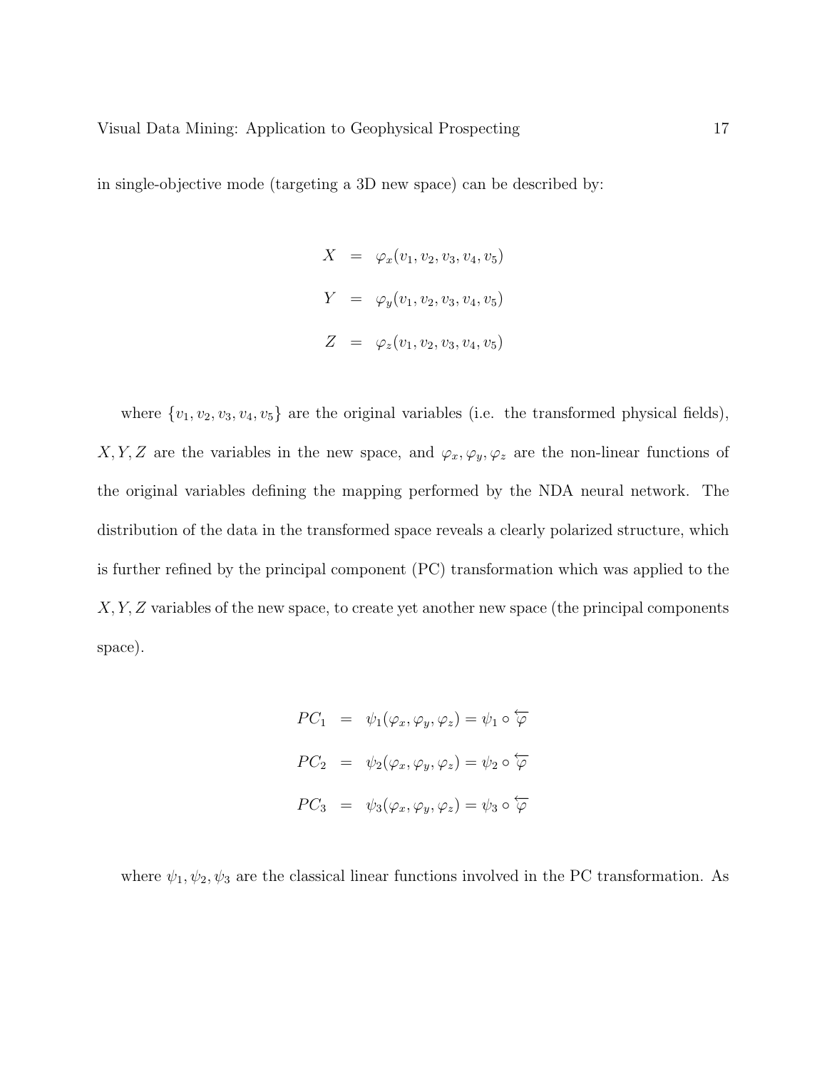in single-objective mode (targeting a 3D new space) can be described by:

$$
\begin{aligned}
X &= \varphi_x(v_1, v_2, v_3, v_4, v_5) \\
Y &= \varphi_y(v_1, v_2, v_3, v_4, v_5) \\
Z &= \varphi_z(v_1, v_2, v_3, v_4, v_5)
\end{aligned}
$$

where $\{v_1, v_2, v_3, v_4, v_5\}$ are the original variables (i.e. the transformed physical fields), $X, Y, Z$ are the variables in the new space, and $\varphi_x, \varphi_y, \varphi_z$ are the non-linear functions of the original variables defining the mapping performed by the NDA neural network. The distribution of the data in the transformed space reveals a clearly polarized structure, which is further refined by the principal component (PC) transformation which was applied to the $X, Y, Z$ variables of the new space, to create yet another new space (the principal components space).

$$
\begin{aligned}
PC_1 &= \psi_1(\varphi_x, \varphi_y, \varphi_z) = \psi_1 \circ \overleftarrow{\varphi} \\
PC_2 &= \psi_2(\varphi_x, \varphi_y, \varphi_z) = \psi_2 \circ \overleftarrow{\varphi} \\
PC_3 &= \psi_3(\varphi_x, \varphi_y, \varphi_z) = \psi_3 \circ \overleftarrow{\varphi}
\end{aligned}
$$

where $\psi_1, \psi_2, \psi_3$ are the classical linear functions involved in the PC transformation. As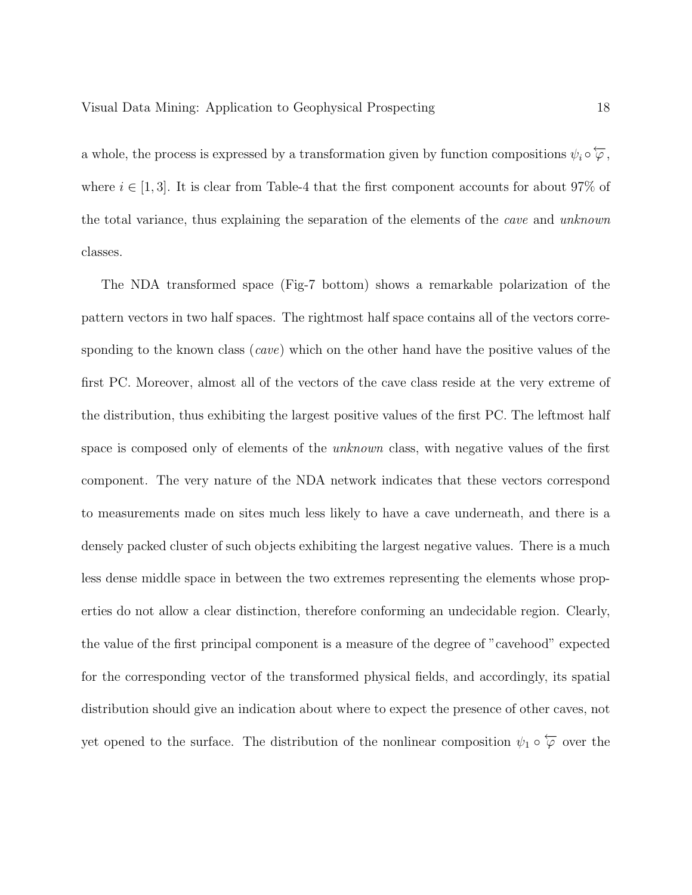a whole, the process is expressed by a transformation given by function compositions $\psi_i \circ \overleftarrow{\varphi}$, where $i \in [1, 3]$. It is clear from Table-4 that the first component accounts for about 97% of the total variance, thus explaining the separation of the elements of the *cave* and *unknown* classes.

The NDA transformed space (Fig-7 bottom) shows a remarkable polarization of the pattern vectors in two half spaces. The rightmost half space contains all of the vectors corresponding to the known class (*cave*) which on the other hand have the positive values of the first PC. Moreover, almost all of the vectors of the cave class reside at the very extreme of the distribution, thus exhibiting the largest positive values of the first PC. The leftmost half space is composed only of elements of the *unknown* class, with negative values of the first component. The very nature of the NDA network indicates that these vectors correspond to measurements made on sites much less likely to have a cave underneath, and there is a densely packed cluster of such objects exhibiting the largest negative values. There is a much less dense middle space in between the two extremes representing the elements whose properties do not allow a clear distinction, therefore conforming an undecidable region. Clearly, the value of the first principal component is a measure of the degree of "cavehood" expected for the corresponding vector of the transformed physical fields, and accordingly, its spatial distribution should give an indication about where to expect the presence of other caves, not yet opened to the surface. The distribution of the nonlinear composition $\psi_1 \circ \overleftarrow{\varphi}$ over the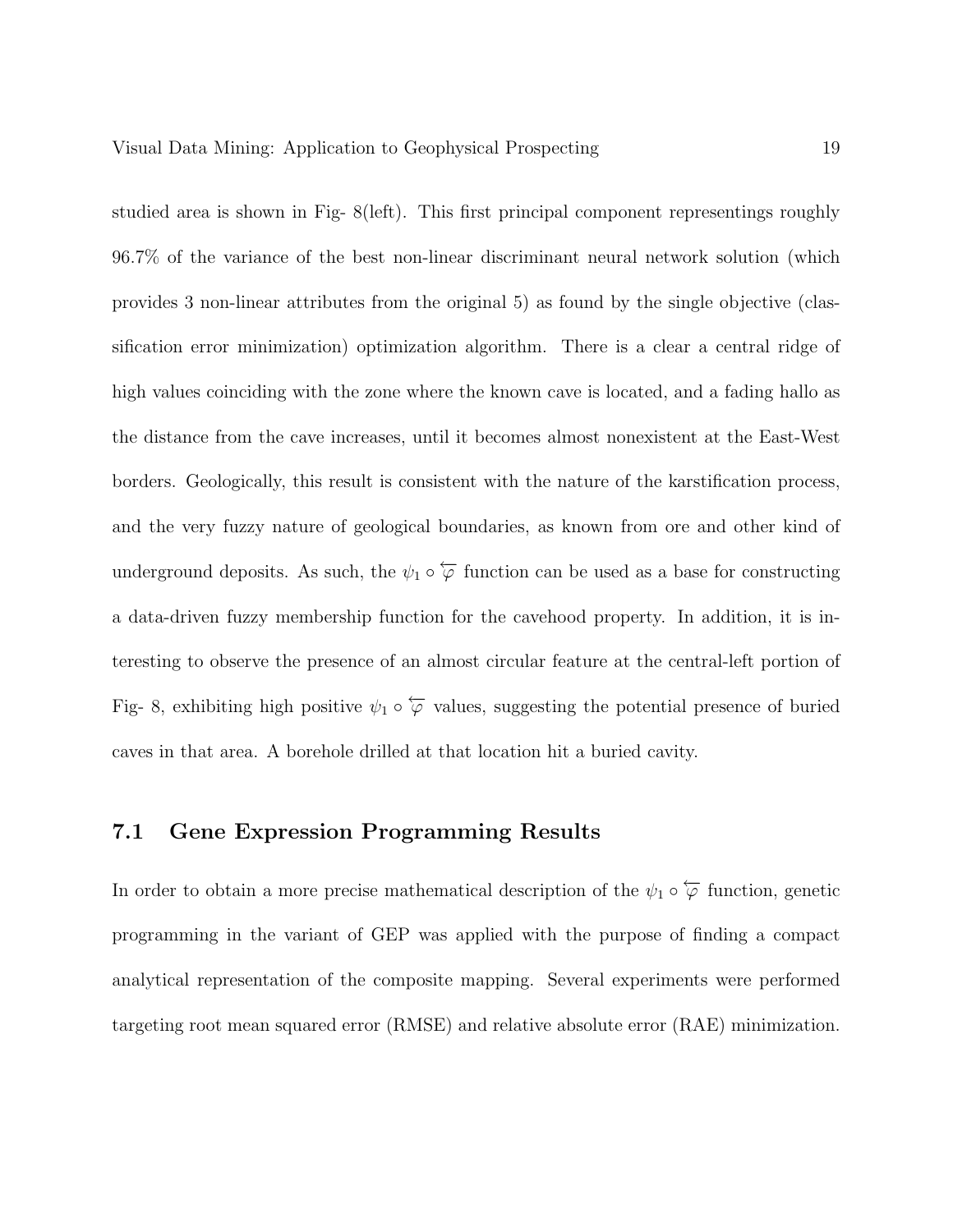studied area is shown in Fig- 8(left). This first principal component representings roughly 96.7% of the variance of the best non-linear discriminant neural network solution (which provides 3 non-linear attributes from the original 5) as found by the single objective (classification error minimization) optimization algorithm. There is a clear a central ridge of high values coinciding with the zone where the known cave is located, and a fading hallo as the distance from the cave increases, until it becomes almost nonexistent at the East-West borders. Geologically, this result is consistent with the nature of the karstification process, and the very fuzzy nature of geological boundaries, as known from ore and other kind of underground deposits. As such, the $\psi_1 \circ \overleftarrow{\varphi}$ function can be used as a base for constructing a data-driven fuzzy membership function for the cavehood property. In addition, it is interesting to observe the presence of an almost circular feature at the central-left portion of Fig- 8, exhibiting high positive $\psi_1 \circ \overleftarrow{\varphi}$ values, suggesting the potential presence of buried caves in that area. A borehole drilled at that location hit a buried cavity.

### 7.1 Gene Expression Programming Results

In order to obtain a more precise mathematical description of the $\psi_1 \circ \overleftarrow{\varphi}$ function, genetic programming in the variant of GEP was applied with the purpose of finding a compact analytical representation of the composite mapping. Several experiments were performed targeting root mean squared error (RMSE) and relative absolute error (RAE) minimization.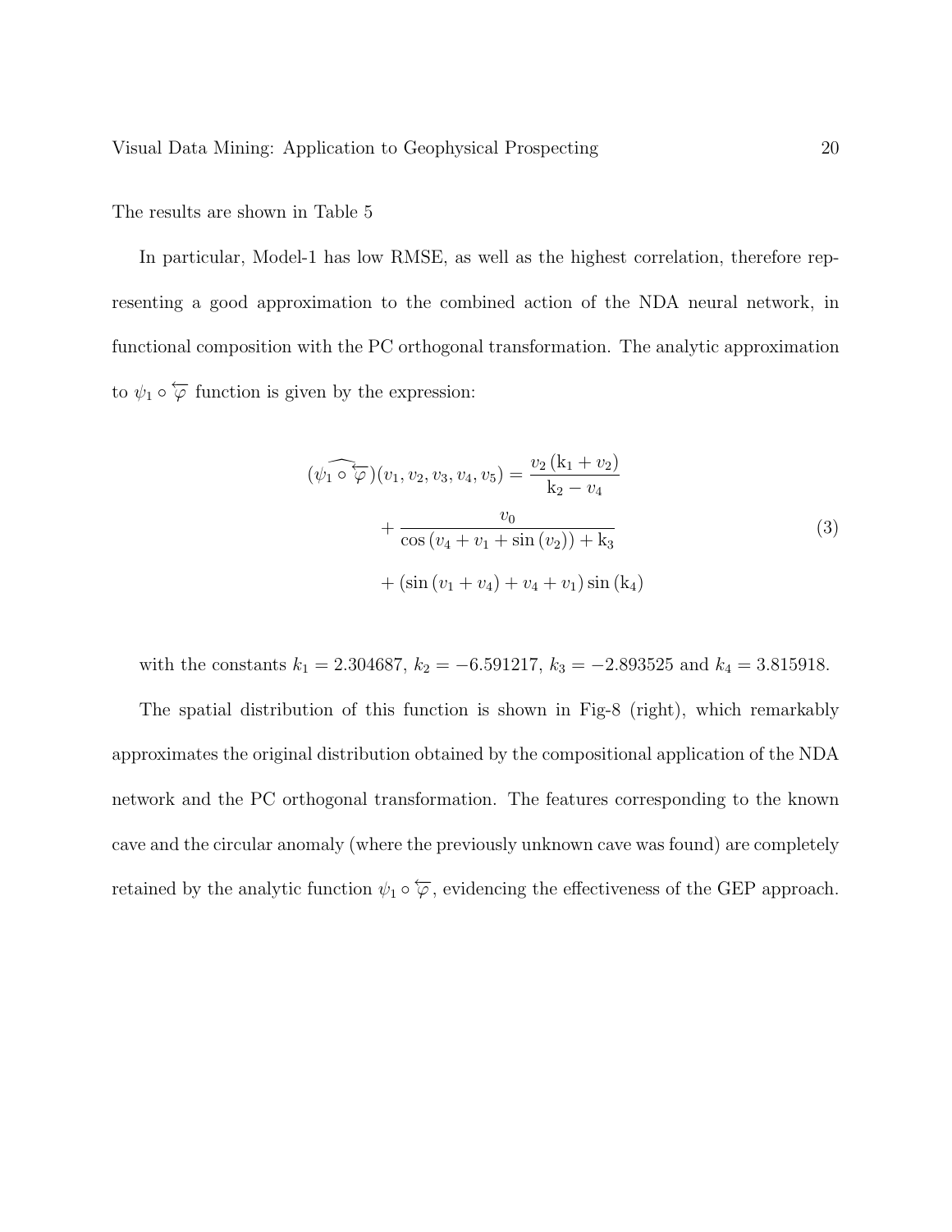The results are shown in Table 5

In particular, Model-1 has low RMSE, as well as the highest correlation, therefore representing a good approximation to the combined action of the NDA neural network, in functional composition with the PC orthogonal transformation. The analytic approximation to $\psi_1 \circ \overleftarrow{\varphi}$ function is given by the expression:

$$
\begin{aligned}
(\widehat{\psi_1 \circ \overleftarrow{\varphi}})(v_1, v_2, v_3, v_4, v_5) = & \frac{v_2\,(\mathrm{k}_1 + v_2)}{\mathrm{k}_2 - v_4} \\
& + \frac{v_0}{\cos\left(v_4 + v_1 + \sin\left(v_2\right)\right) + \mathrm{k}_3} \\
& + \left(\sin\left(v_1 + v_4\right) + v_4 + v_1\right)\sin\left(\mathrm{k}_4\right)
\end{aligned}
\tag{3}
$$

with the constants $k_1 = 2.304687$, $k_2 = -6.591217$, $k_3 = -2.893525$ and $k_4 = 3.815918$.

The spatial distribution of this function is shown in Fig-8 (right), which remarkably approximates the original distribution obtained by the compositional application of the NDA network and the PC orthogonal transformation. The features corresponding to the known cave and the circular anomaly (where the previously unknown cave was found) are completely retained by the analytic function $\psi_1 \circ \overleftarrow{\varphi}$, evidencing the effectiveness of the GEP approach.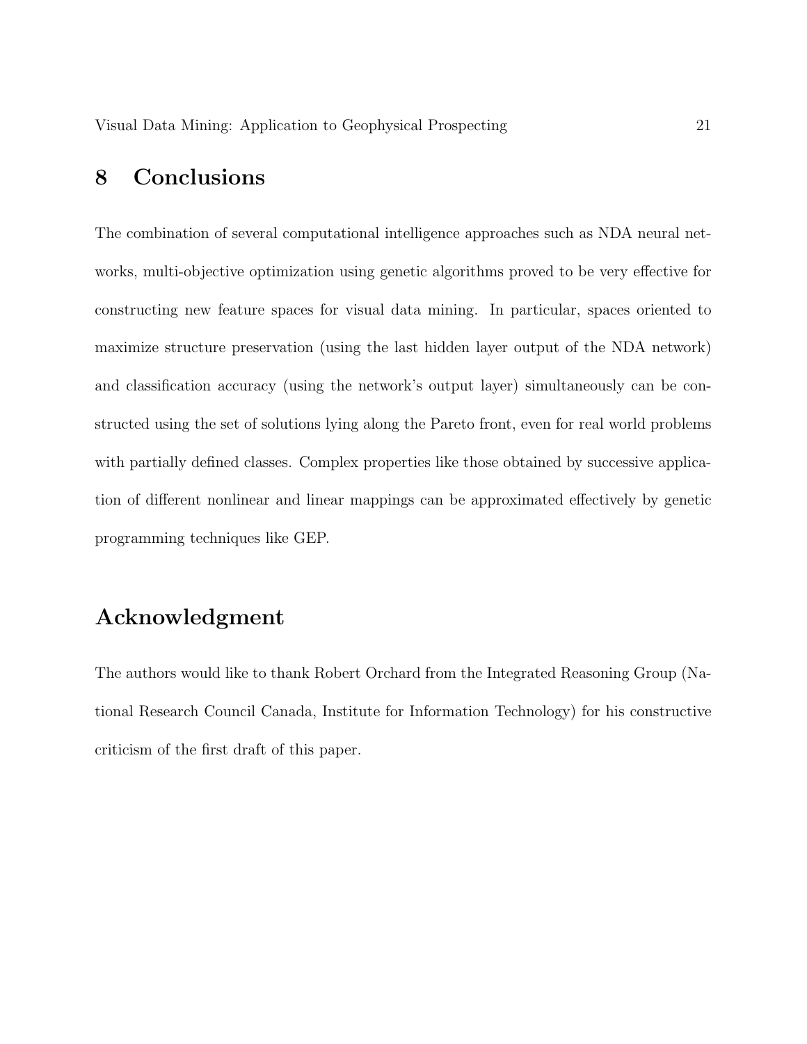## 8 Conclusions

The combination of several computational intelligence approaches such as NDA neural networks, multi-objective optimization using genetic algorithms proved to be very effective for constructing new feature spaces for visual data mining. In particular, spaces oriented to maximize structure preservation (using the last hidden layer output of the NDA network) and classification accuracy (using the network's output layer) simultaneously can be constructed using the set of solutions lying along the Pareto front, even for real world problems with partially defined classes. Complex properties like those obtained by successive application of different nonlinear and linear mappings can be approximated effectively by genetic programming techniques like GEP.

## Acknowledgment

The authors would like to thank Robert Orchard from the Integrated Reasoning Group (National Research Council Canada, Institute for Information Technology) for his constructive criticism of the first draft of this paper.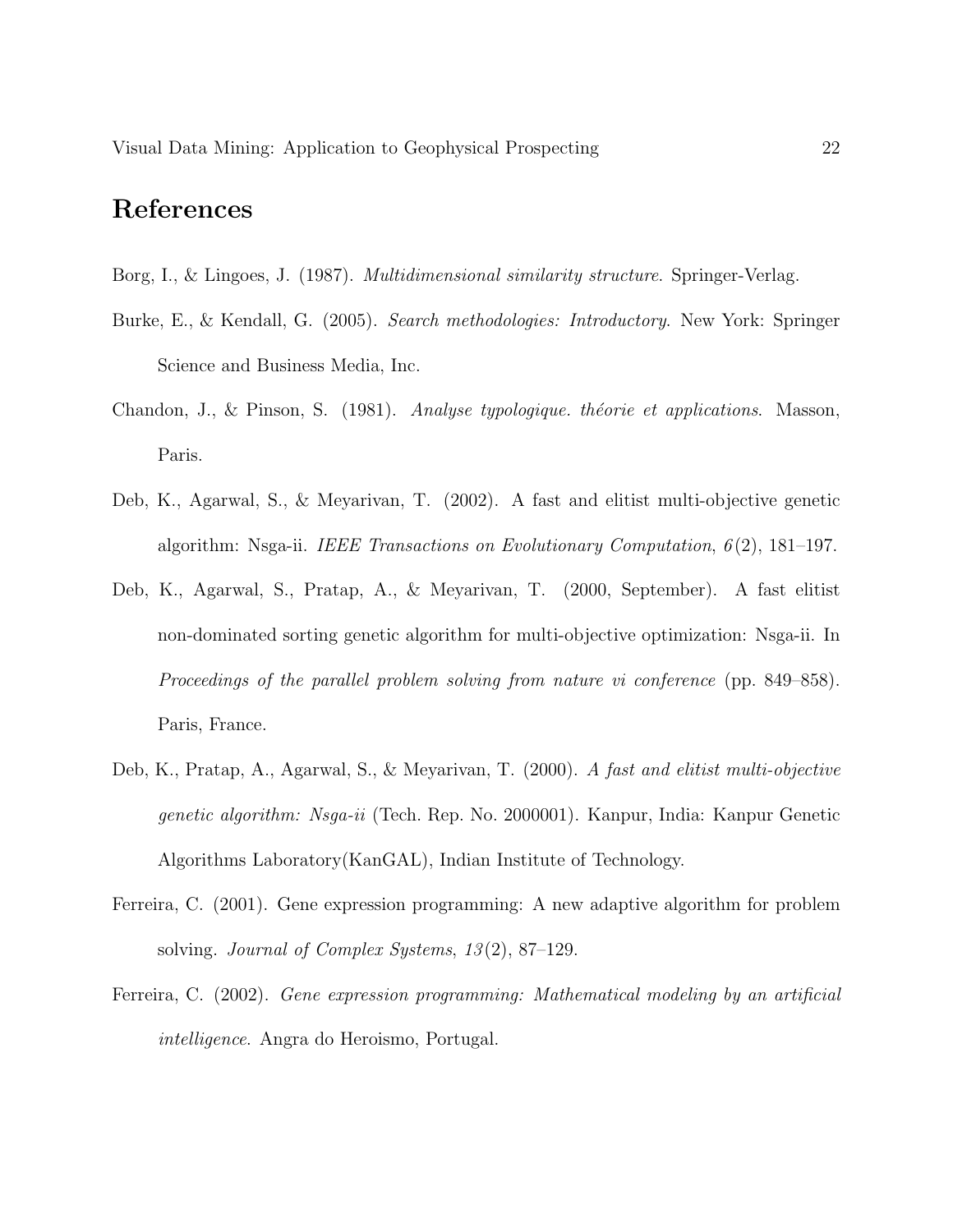# References

Borg, I., & Lingoes, J. (1987). *Multidimensional similarity structure*. Springer-Verlag.

Burke, E., & Kendall, G. (2005). *Search methodologies: Introductory*. New York: Springer Science and Business Media, Inc.

Chandon, J., & Pinson, S. (1981). *Analyse typologique. théorie et applications*. Masson, Paris.

Deb, K., Agarwal, S., & Meyarivan, T. (2002). A fast and elitist multi-objective genetic algorithm: Nsga-ii. *IEEE Transactions on Evolutionary Computation*, *6*(2), 181–197.

Deb, K., Agarwal, S., Pratap, A., & Meyarivan, T. (2000, September). A fast elitist non-dominated sorting genetic algorithm for multi-objective optimization: Nsga-ii. In *Proceedings of the parallel problem solving from nature vi conference* (pp. 849–858). Paris, France.

Deb, K., Pratap, A., Agarwal, S., & Meyarivan, T. (2000). *A fast and elitist multi-objective genetic algorithm: Nsga-ii* (Tech. Rep. No. 2000001). Kanpur, India: Kanpur Genetic Algorithms Laboratory(KanGAL), Indian Institute of Technology.

Ferreira, C. (2001). Gene expression programming: A new adaptive algorithm for problem solving. *Journal of Complex Systems*, *13*(2), 87–129.

Ferreira, C. (2002). *Gene expression programming: Mathematical modeling by an artificial intelligence*. Angra do Heroismo, Portugal.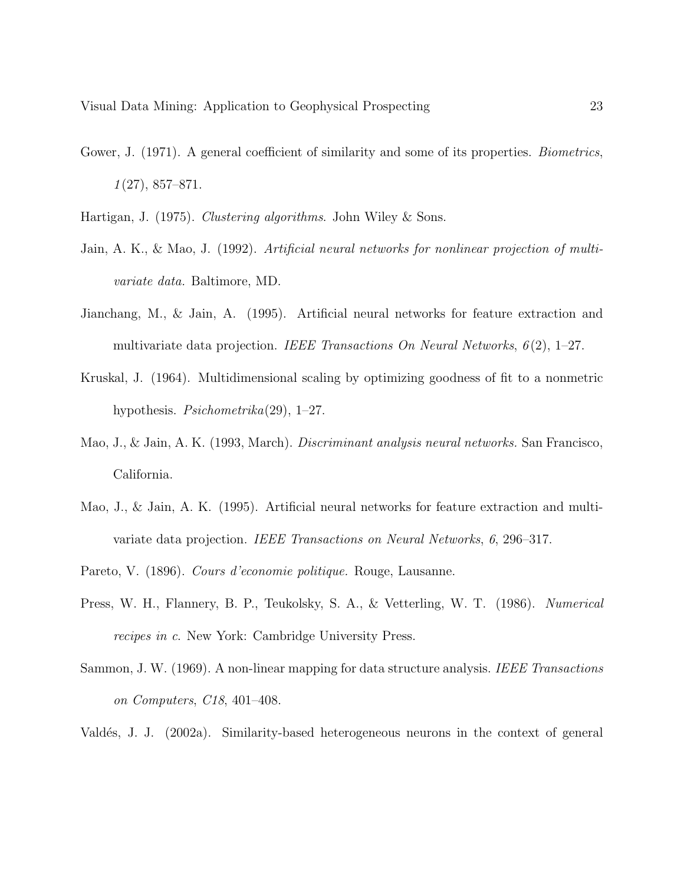Gower, J. (1971). A general coefficient of similarity and some of its properties. *Biometrics*, *1*(27), 857–871.

Hartigan, J. (1975). *Clustering algorithms*. John Wiley & Sons.

Jain, A. K., & Mao, J. (1992). *Artificial neural networks for nonlinear projection of multivariate data.* Baltimore, MD.

Jianchang, M., & Jain, A. (1995). Artificial neural networks for feature extraction and multivariate data projection. *IEEE Transactions On Neural Networks*, *6*(2), 1–27.

Kruskal, J. (1964). Multidimensional scaling by optimizing goodness of fit to a nonmetric hypothesis. *Psichometrika*(29), 1–27.

Mao, J., & Jain, A. K. (1993, March). *Discriminant analysis neural networks.* San Francisco, California.

Mao, J., & Jain, A. K. (1995). Artificial neural networks for feature extraction and multivariate data projection. *IEEE Transactions on Neural Networks*, *6*, 296–317.

Pareto, V. (1896). *Cours d'economie politique.* Rouge, Lausanne.

Press, W. H., Flannery, B. P., Teukolsky, S. A., & Vetterling, W. T. (1986). *Numerical recipes in c.* New York: Cambridge University Press.

Sammon, J. W. (1969). A non-linear mapping for data structure analysis. *IEEE Transactions on Computers*, *C18*, 401–408.

Valdés, J. J. (2002a). Similarity-based heterogeneous neurons in the context of general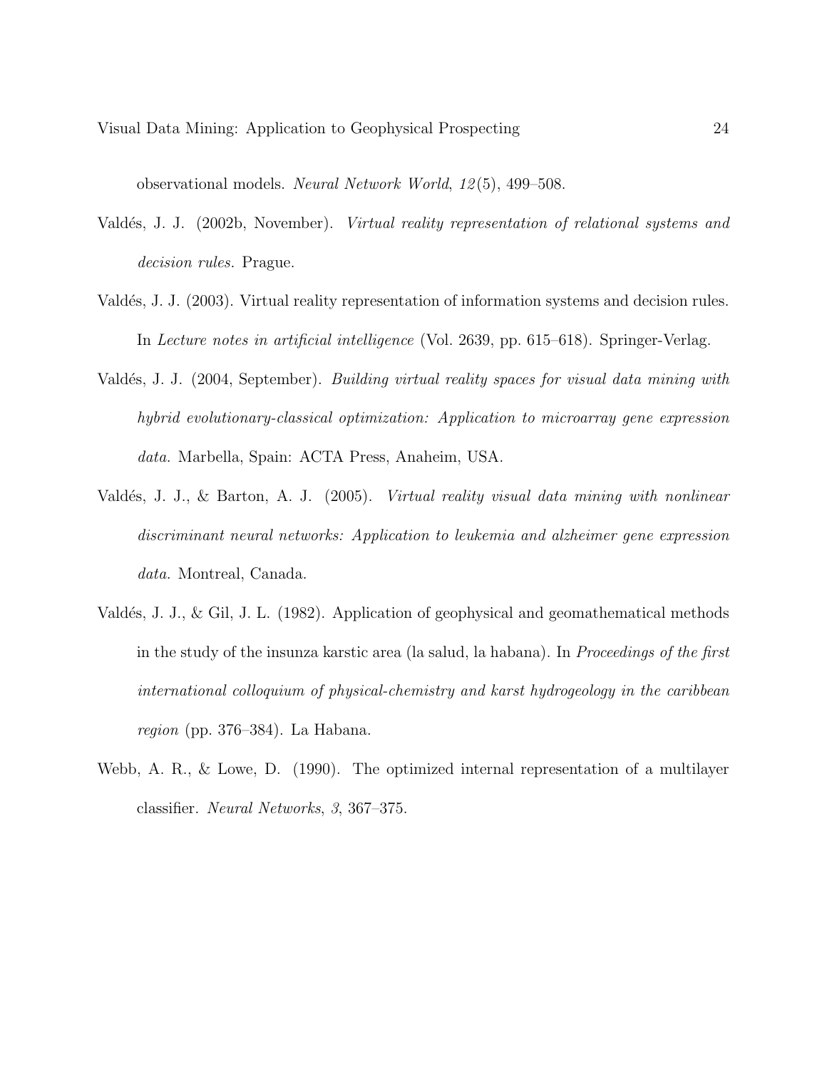observational models. *Neural Network World*, *12*(5), 499–508.

Valdés, J. J. (2002b, November). *Virtual reality representation of relational systems and decision rules.* Prague.

Valdés, J. J. (2003). Virtual reality representation of information systems and decision rules. In *Lecture notes in artificial intelligence* (Vol. 2639, pp. 615–618). Springer-Verlag.

Valdés, J. J. (2004, September). *Building virtual reality spaces for visual data mining with hybrid evolutionary-classical optimization: Application to microarray gene expression data.* Marbella, Spain: ACTA Press, Anaheim, USA.

Valdés, J. J., & Barton, A. J. (2005). *Virtual reality visual data mining with nonlinear discriminant neural networks: Application to leukemia and alzheimer gene expression data.* Montreal, Canada.

Valdés, J. J., & Gil, J. L. (1982). Application of geophysical and geomathematical methods in the study of the insunza karstic area (la salud, la habana). In *Proceedings of the first international colloquium of physical-chemistry and karst hydrogeology in the caribbean region* (pp. 376–384). La Habana.

Webb, A. R., & Lowe, D. (1990). The optimized internal representation of a multilayer classifier. *Neural Networks*, *3*, 367–375.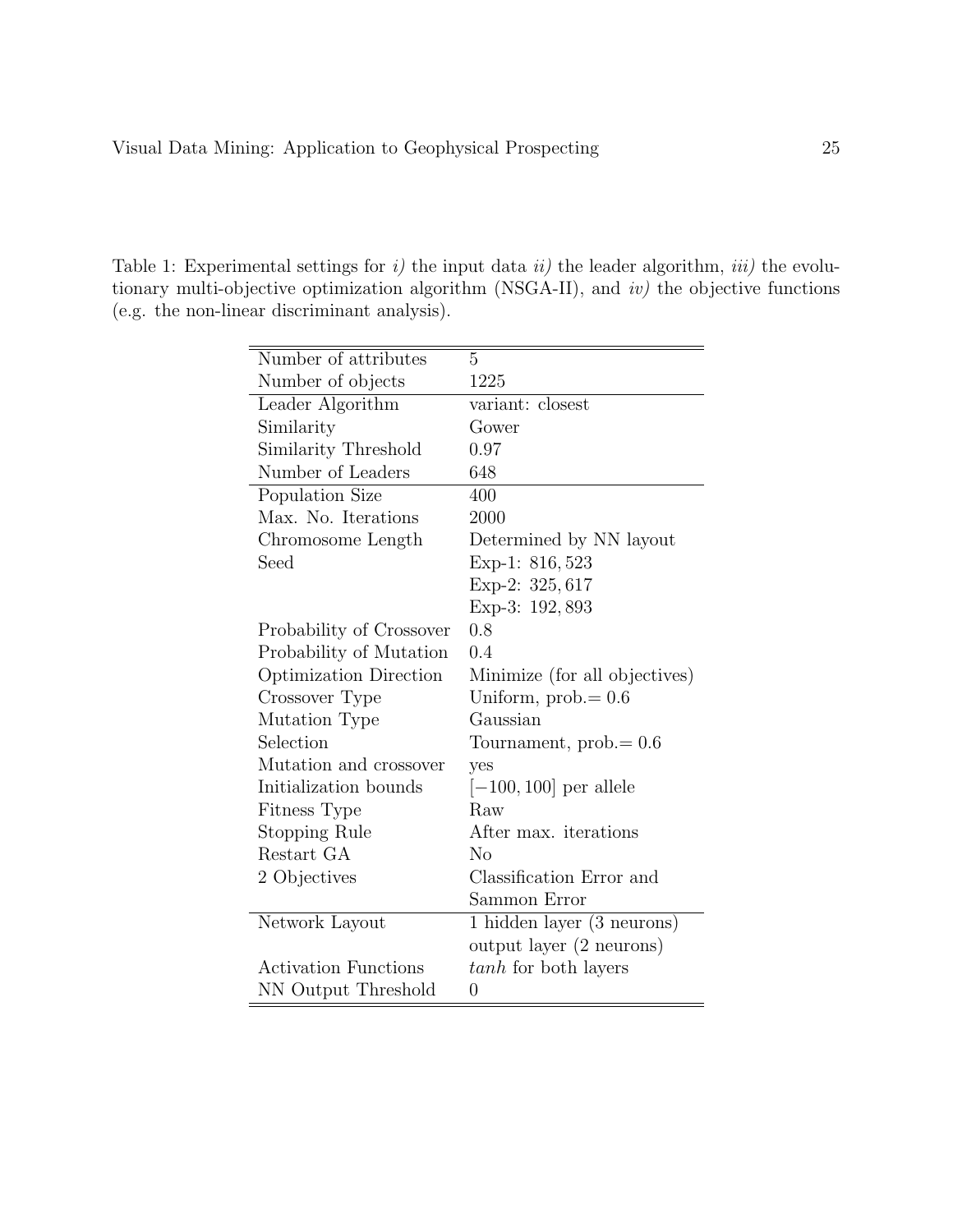Table 1: Experimental settings for *i)* the input data *ii)* the leader algorithm, *iii)* the evolutionary multi-objective optimization algorithm (NSGA-II), and *iv)* the objective functions (e.g. the non-linear discriminant analysis).

| | |
|---|---|
| Number of attributes | 5 |
| Number of objects | 1225 |
| Leader Algorithm | variant: closest |
| Similarity | Gower |
| Similarity Threshold | 0.97 |
| Number of Leaders | 648 |
| Population Size | 400 |
| Max. No. Iterations | 2000 |
| Chromosome Length | Determined by NN layout |
| Seed | Exp-1: $816,523$ |
| | Exp-2: $325,617$ |
| | Exp-3: $192,893$ |
| Probability of Crossover | 0.8 |
| Probability of Mutation | 0.4 |
| Optimization Direction | Minimize (for all objectives) |
| Crossover Type | Uniform, prob.$= 0.6$ |
| Mutation Type | Gaussian |
| Selection | Tournament, prob.$= 0.6$ |
| Mutation and crossover | yes |
| Initialization bounds | $[-100, 100]$ per allele |
| Fitness Type | Raw |
| Stopping Rule | After max. iterations |
| Restart GA | No |
| 2 Objectives | Classification Error and Sammon Error |
| Network Layout | 1 hidden layer (3 neurons) output layer (2 neurons) |
| Activation Functions | *tanh* for both layers |
| NN Output Threshold | 0 |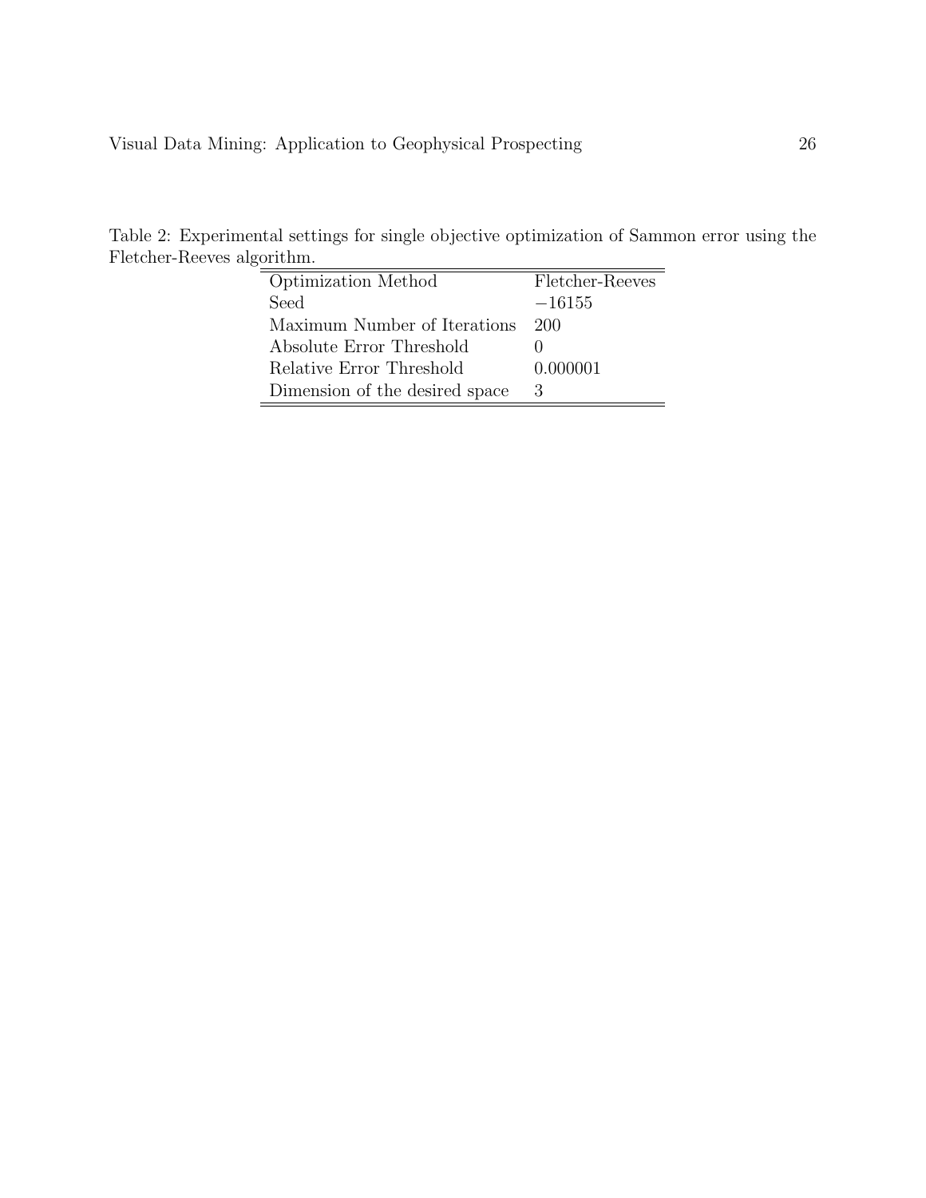Table 2: Experimental settings for single objective optimization of Sammon error using the Fletcher-Reeves algorithm.

| Optimization Method | Fletcher-Reeves |
|---|---|
| Seed | $-16155$ |
| Maximum Number of Iterations | 200 |
| Absolute Error Threshold | 0 |
| Relative Error Threshold | 0.000001 |
| Dimension of the desired space | 3 |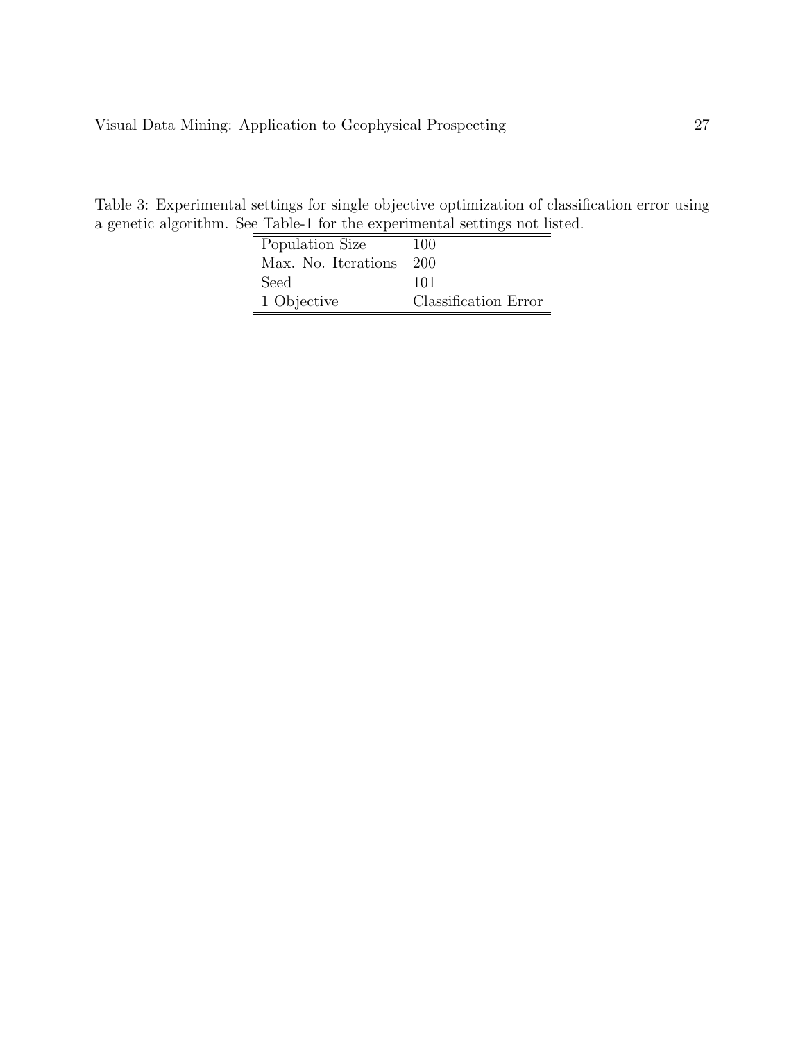Table 3: Experimental settings for single objective optimization of classification error using a genetic algorithm. See Table-1 for the experimental settings not listed.

| | |
|---|---|
| Population Size | 100 |
| Max. No. Iterations | 200 |
| Seed | 101 |
| 1 Objective | Classification Error |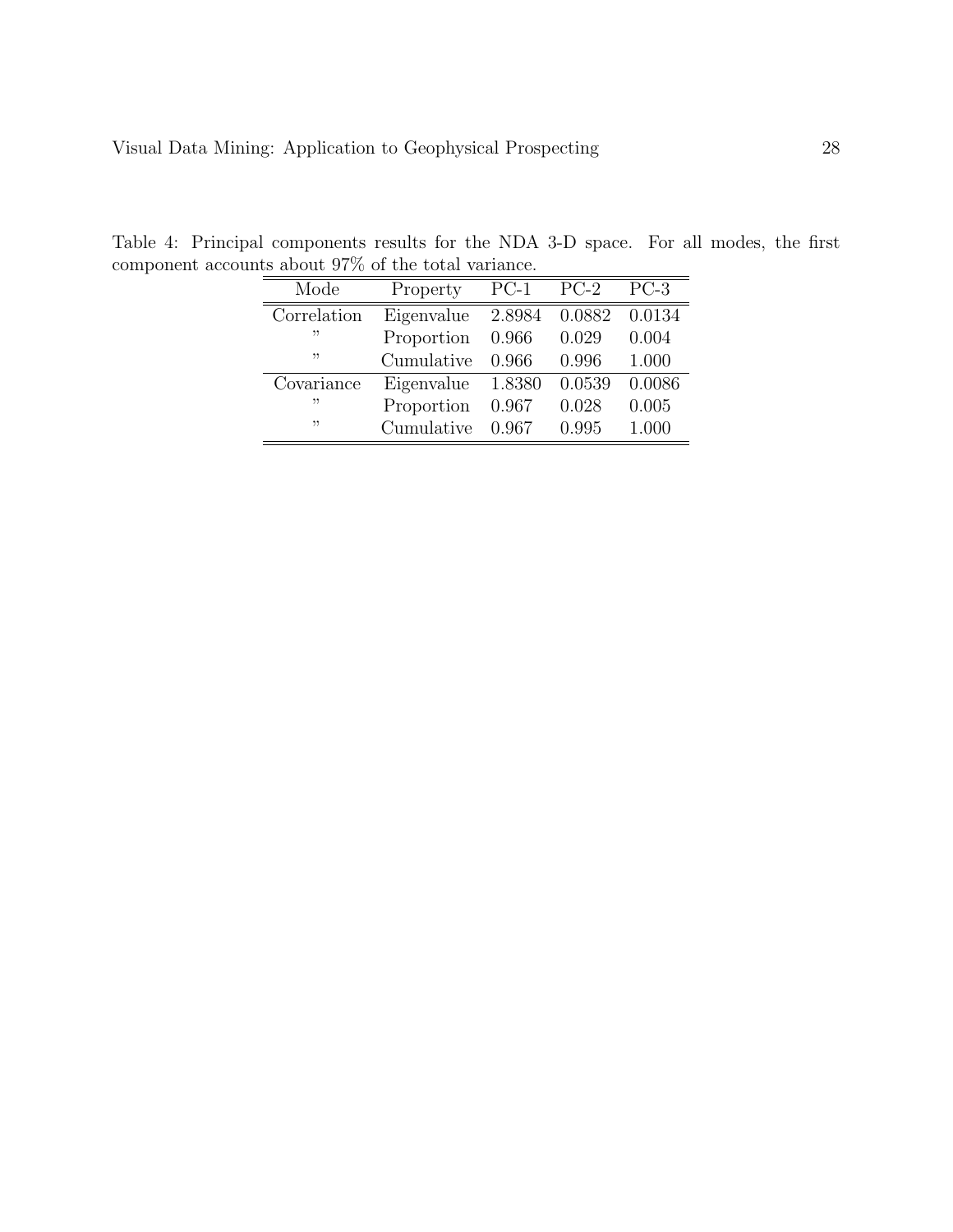Table 4: Principal components results for the NDA 3-D space. For all modes, the first component accounts about 97% of the total variance.

| Mode | Property | PC-1 | PC-2 | PC-3 |
|---|---|---|---|---|
| Correlation | Eigenvalue | 2.8984 | 0.0882 | 0.0134 |
| " | Proportion | 0.966 | 0.029 | 0.004 |
| " | Cumulative | 0.966 | 0.996 | 1.000 |
| Covariance | Eigenvalue | 1.8380 | 0.0539 | 0.0086 |
| " | Proportion | 0.967 | 0.028 | 0.005 |
| " | Cumulative | 0.967 | 0.995 | 1.000 |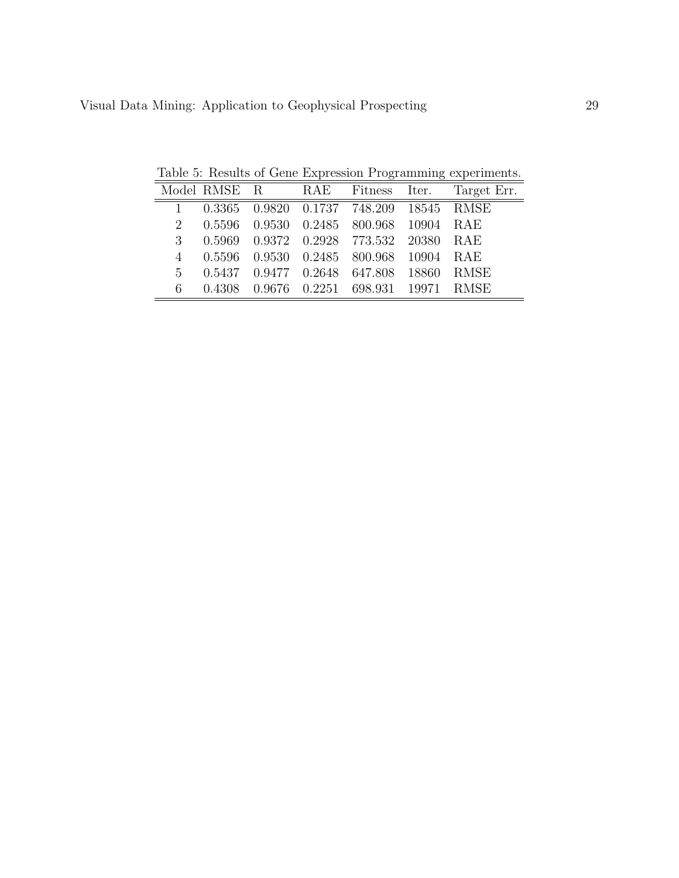Table 5: Results of Gene Expression Programming experiments.

| Model | RMSE | R | RAE | Fitness | Iter. | Target Err. |
|---|---|---|---|---|---|---|
| 1 | 0.3365 | 0.9820 | 0.1737 | 748.209 | 18545 | RMSE |
| 2 | 0.5596 | 0.9530 | 0.2485 | 800.968 | 10904 | RAE |
| 3 | 0.5969 | 0.9372 | 0.2928 | 773.532 | 20380 | RAE |
| 4 | 0.5596 | 0.9530 | 0.2485 | 800.968 | 10904 | RAE |
| 5 | 0.5437 | 0.9477 | 0.2648 | 647.808 | 18860 | RMSE |
| 6 | 0.4308 | 0.9676 | 0.2251 | 698.931 | 19971 | RMSE |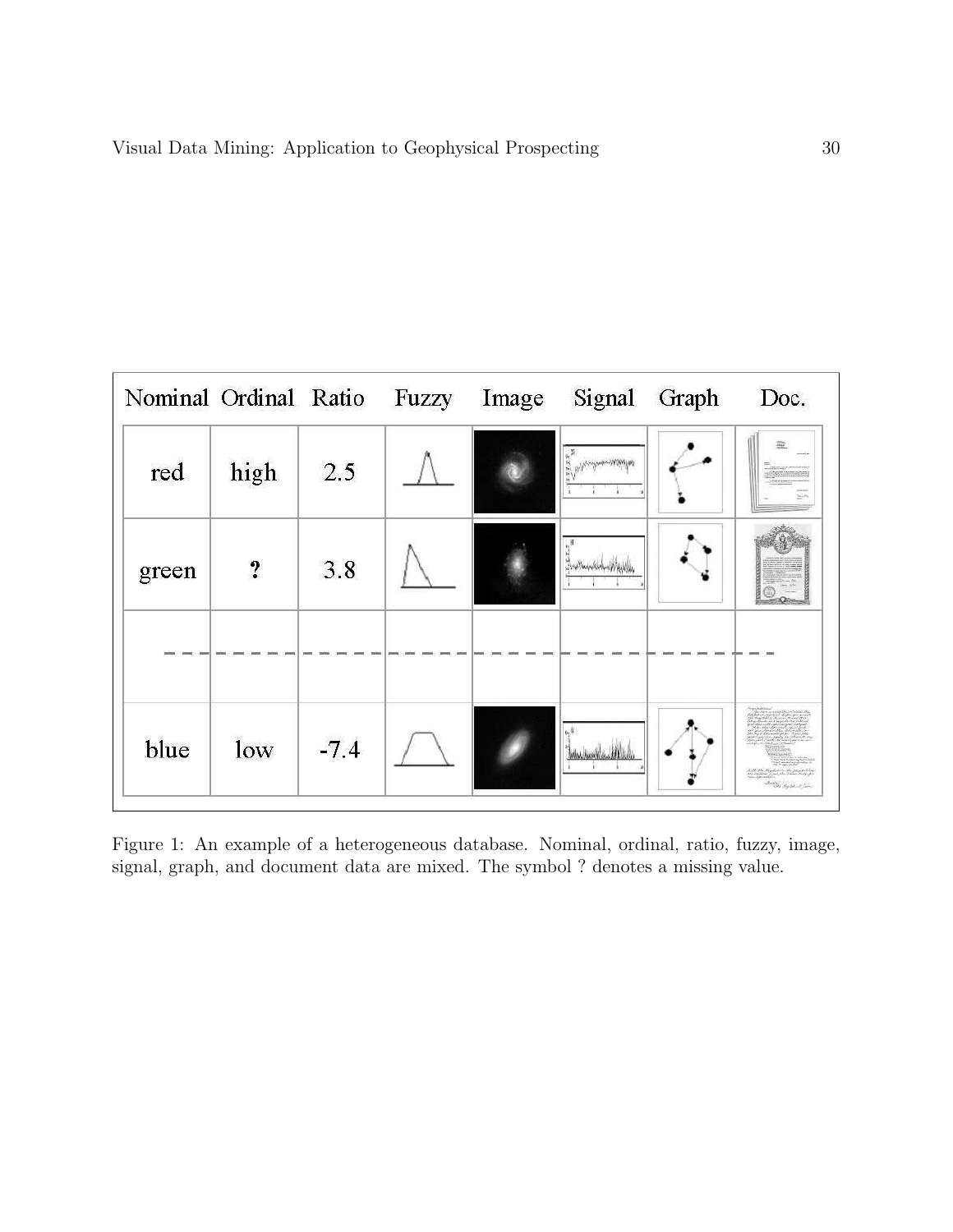| Nominal | Ordinal | Ratio | Fuzzy | Image | Signal | Graph | Doc. |
|---|---|---|---|---|---|---|---|
| red | high | 2.5 | | | | | |
| green | ? | 3.8 | | | | | |
| | | | | | | | |
| blue | low | -7.4 | | | | | |

Figure 1: An example of a heterogeneous database. Nominal, ordinal, ratio, fuzzy, image, signal, graph, and document data are mixed. The symbol ? denotes a missing value.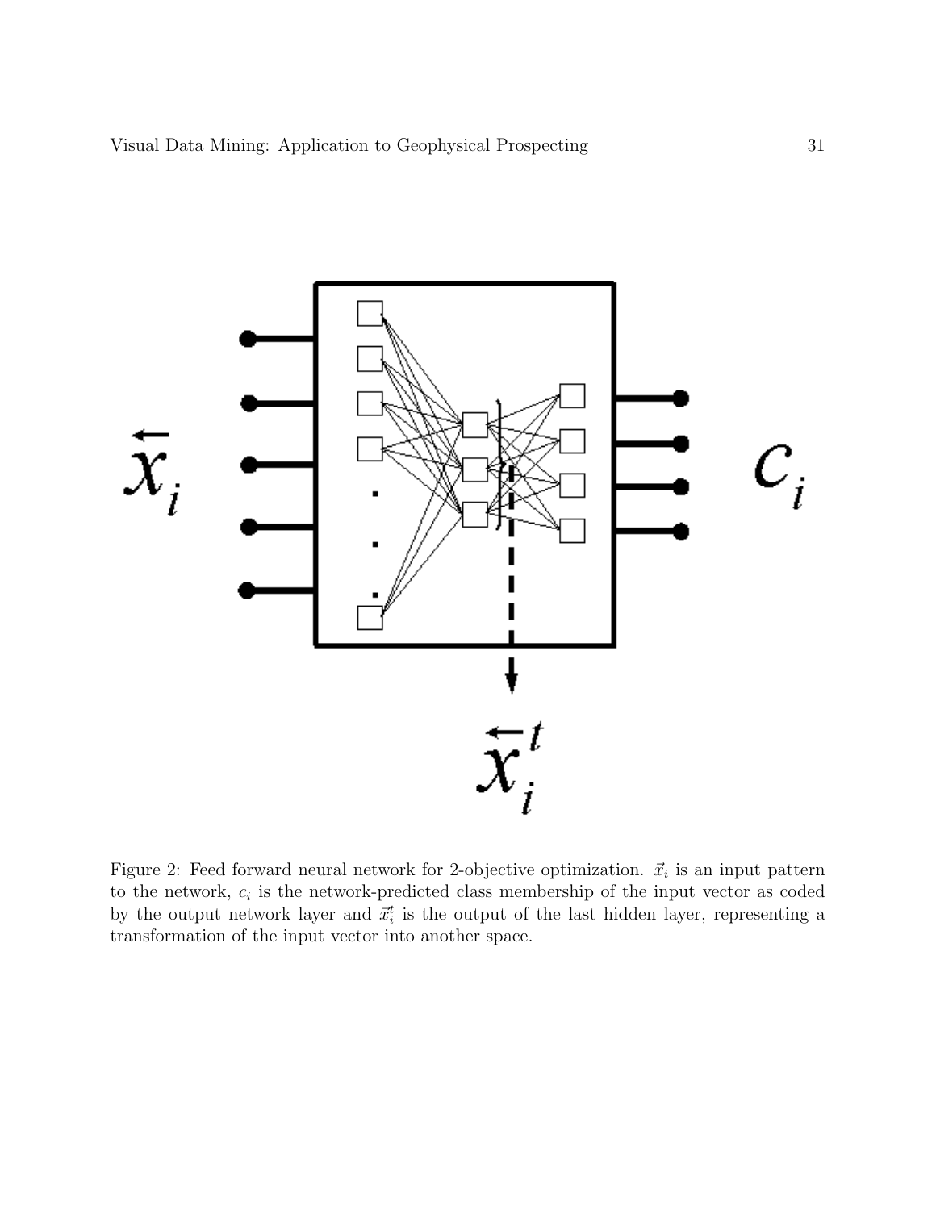Figure 2: Feed forward neural network for 2-objective optimization. $\vec{x}_i$ is an input pattern to the network, $c_i$ is the network-predicted class membership of the input vector as coded by the output network layer and $\vec{x}_i^t$ is the output of the last hidden layer, representing a transformation of the input vector into another space.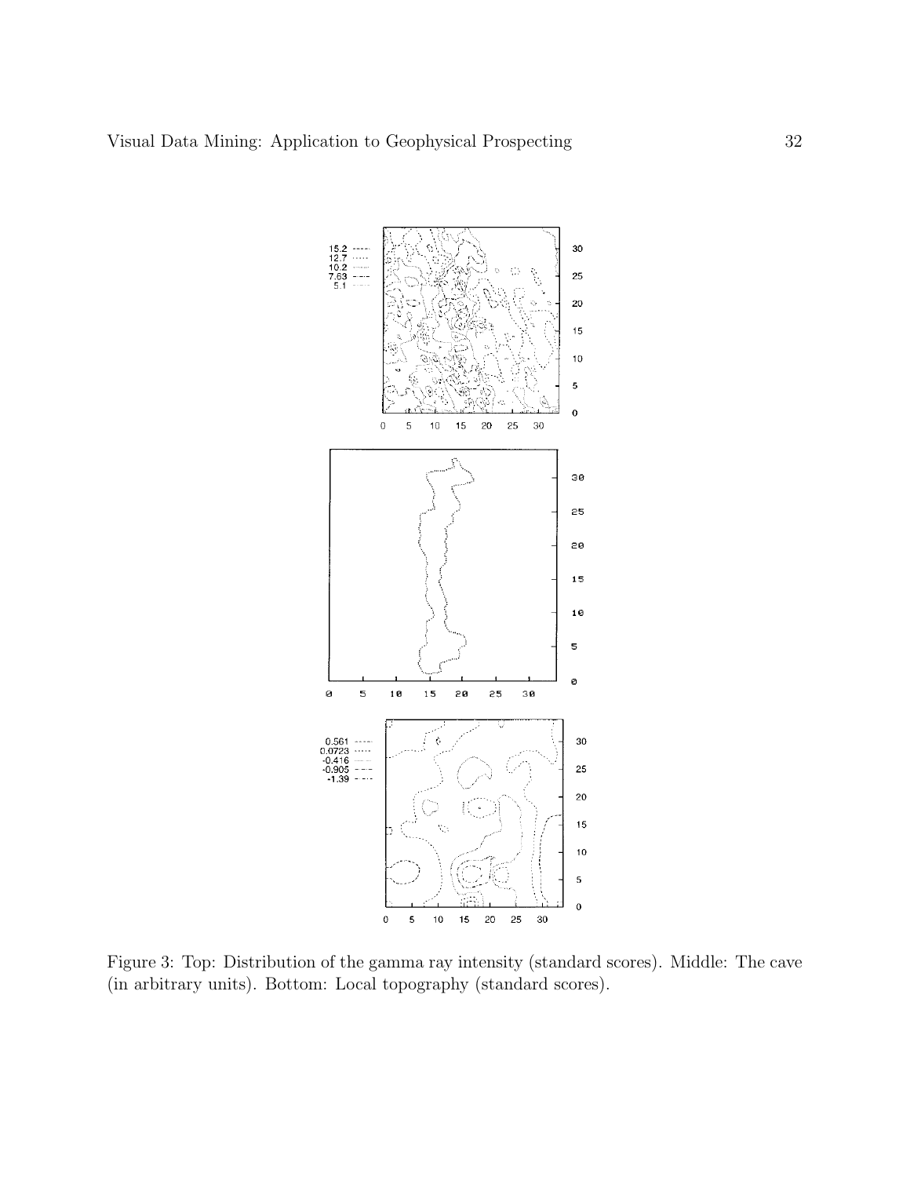Figure 3: Top: Distribution of the gamma ray intensity (standard scores). Middle: The cave (in arbitrary units). Bottom: Local topography (standard scores).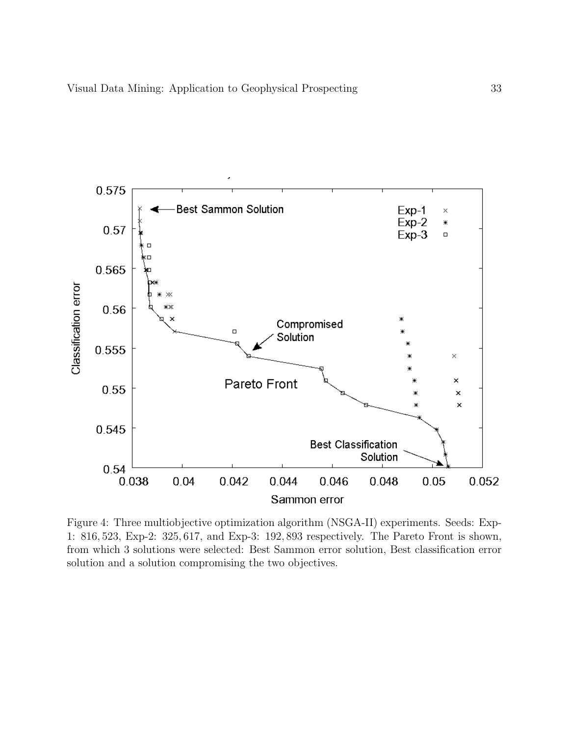Figure 4: Three multiobjective optimization algorithm (NSGA-II) experiments. Seeds: Exp-1: 816, 523, Exp-2: 325, 617, and Exp-3: 192, 893 respectively. The Pareto Front is shown, from which 3 solutions were selected: Best Sammon error solution, Best classification error solution and a solution compromising the two objectives.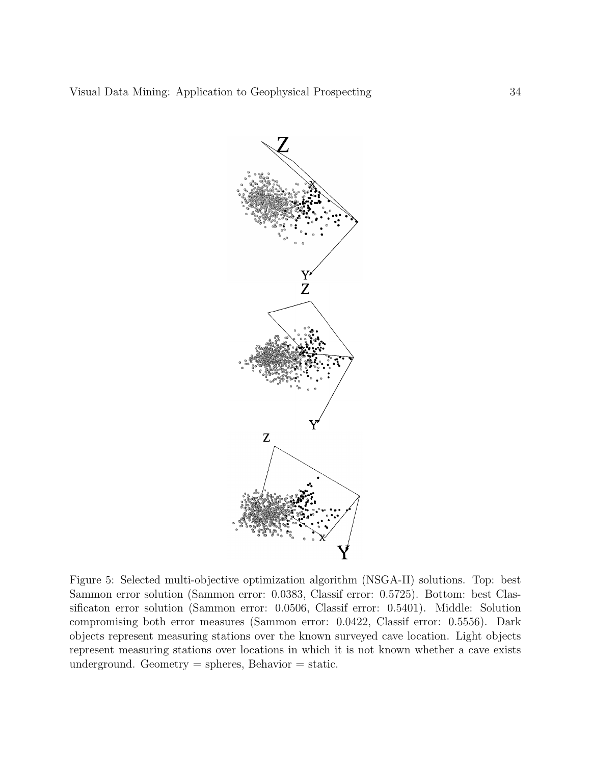Figure 5: Selected multi-objective optimization algorithm (NSGA-II) solutions. Top: best Sammon error solution (Sammon error: 0.0383, Classif error: 0.5725). Bottom: best Classificaton error solution (Sammon error: 0.0506, Classif error: 0.5401). Middle: Solution compromising both error measures (Sammon error: 0.0422, Classif error: 0.5556). Dark objects represent measuring stations over the known surveyed cave location. Light objects represent measuring stations over locations in which it is not known whether a cave exists underground. Geometry = spheres, Behavior = static.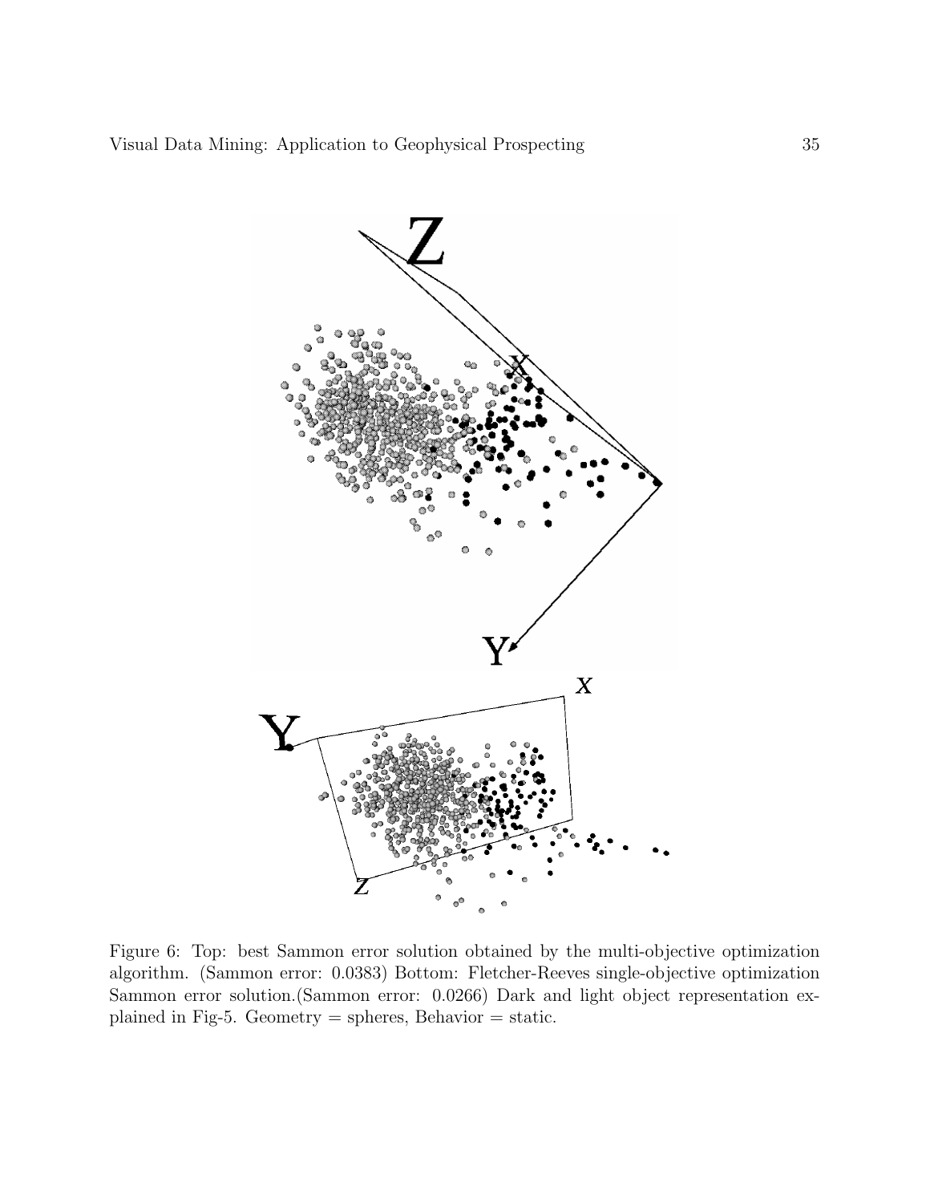Figure 6: Top: best Sammon error solution obtained by the multi-objective optimization algorithm. (Sammon error: 0.0383) Bottom: Fletcher-Reeves single-objective optimization Sammon error solution.(Sammon error: 0.0266) Dark and light object representation explained in Fig-5. Geometry = spheres, Behavior = static.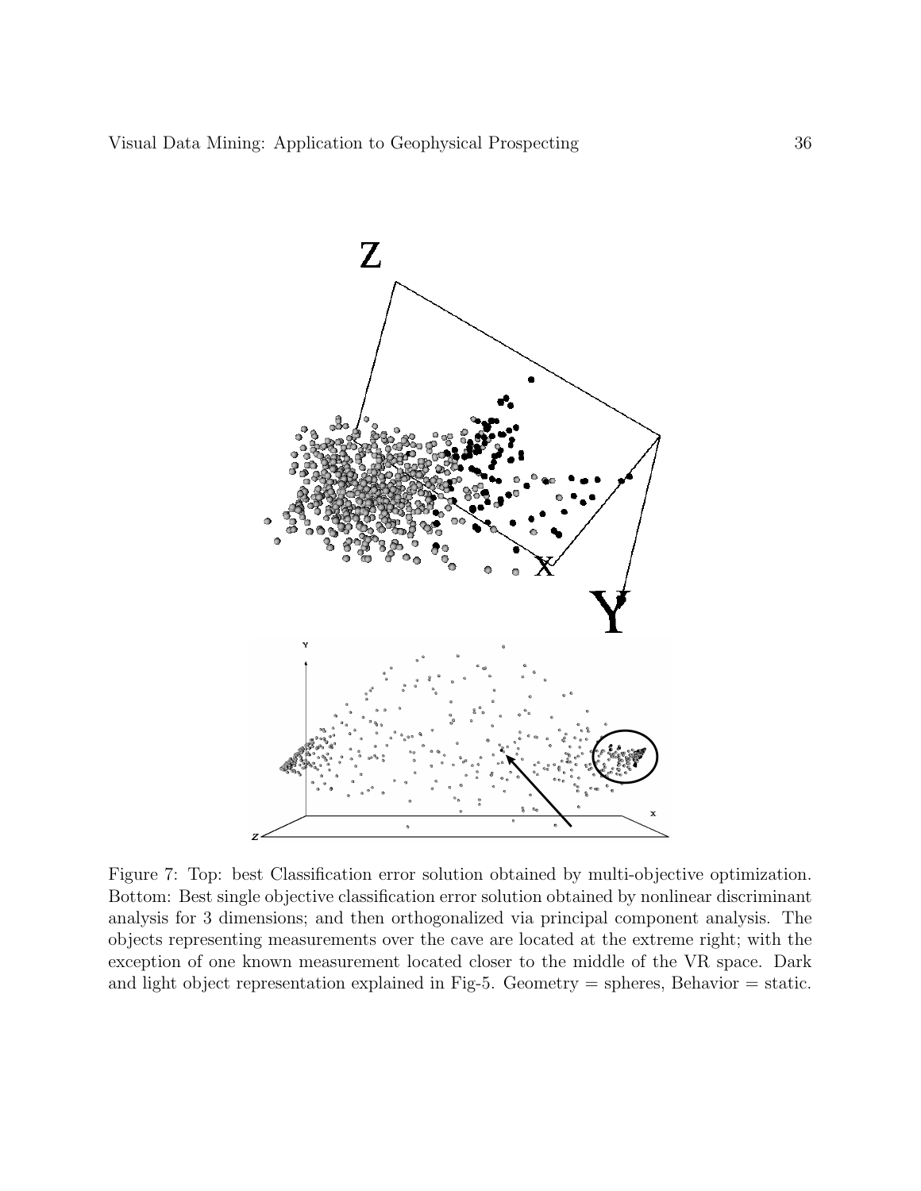Figure 7: Top: best Classification error solution obtained by multi-objective optimization. Bottom: Best single objective classification error solution obtained by nonlinear discriminant analysis for 3 dimensions; and then orthogonalized via principal component analysis. The objects representing measurements over the cave are located at the extreme right; with the exception of one known measurement located closer to the middle of the VR space. Dark and light object representation explained in Fig-5. Geometry = spheres, Behavior = static.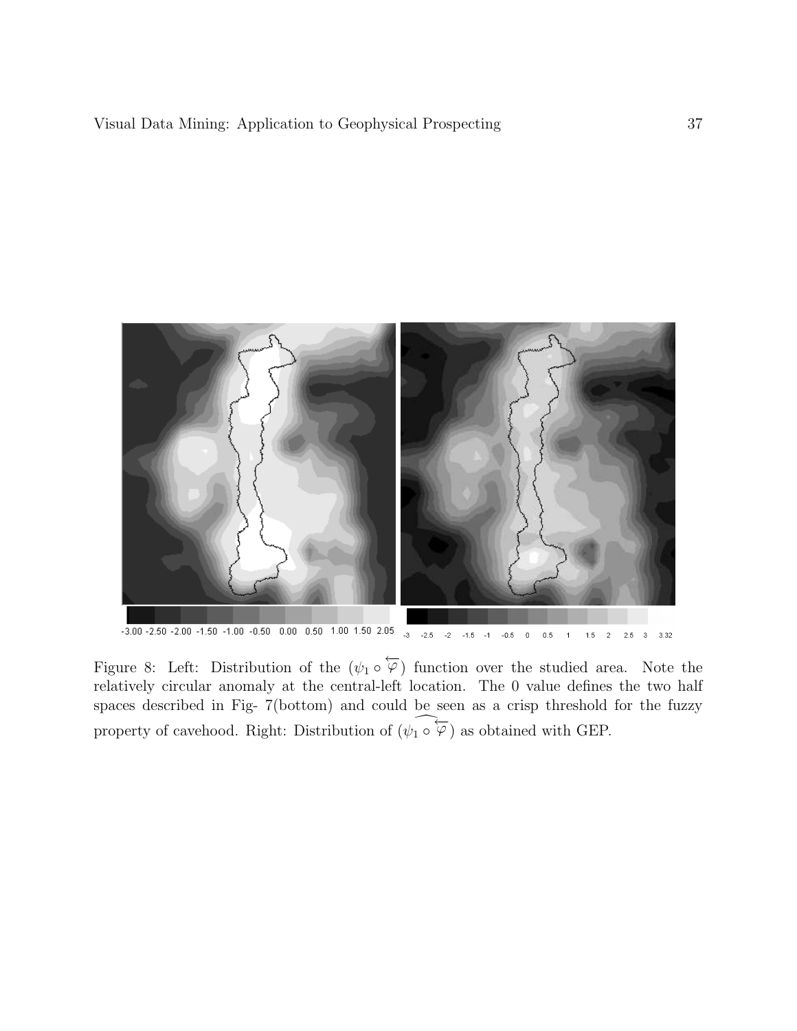-3.00 -2.50 -2.00 -1.50 -1.00 -0.50 0.00 0.50 1.00 1.50 2.05

-3 -2.5 -2 -1.5 -1 -0.5 0 0.5 1 1.5 2 2.5 3 3.32

Figure 8: Left: Distribution of the $(\psi_1 \circ \overleftarrow{\varphi})$ function over the studied area. Note the relatively circular anomaly at the central-left location. The 0 value defines the two half spaces described in Fig- 7(bottom) and could be seen as a crisp threshold for the fuzzy property of cavehood. Right: Distribution of $(\widehat{\psi_1 \circ \overleftarrow{\varphi}})$ as obtained with GEP.